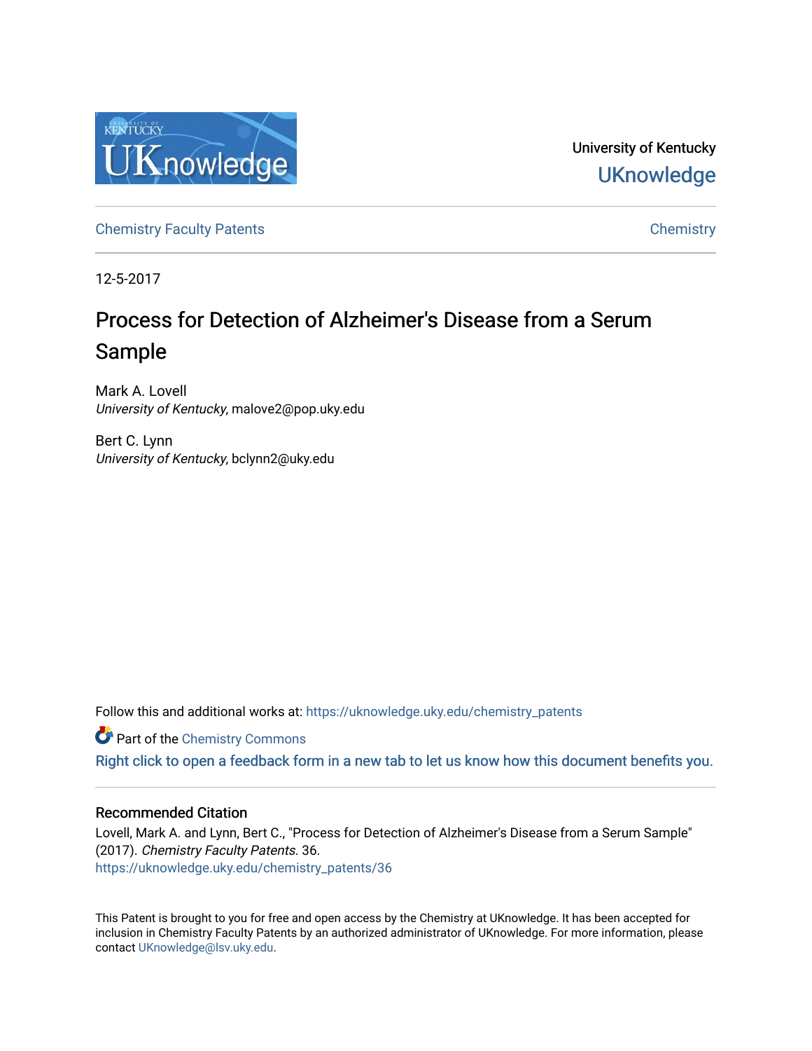University of Kentucky

UKnowledge

Chemistry Faculty Patents | Chemistry

12-5-2017

# Process for Detection of Alzheimer's Disease from a Serum Sample

Mark A. Lovell
*University of Kentucky*, malove2@pop.uky.edu

Bert C. Lynn
*University of Kentucky*, bclynn2@uky.edu

Follow this and additional works at: https://uknowledge.uky.edu/chemistry_patents

Part of the Chemistry Commons

Right click to open a feedback form in a new tab to let us know how this document benefits you.

## Recommended Citation

Lovell, Mark A. and Lynn, Bert C., "Process for Detection of Alzheimer's Disease from a Serum Sample" (2017). *Chemistry Faculty Patents*. 36.
https://uknowledge.uky.edu/chemistry_patents/36

This Patent is brought to you for free and open access by the Chemistry at UKnowledge. It has been accepted for inclusion in Chemistry Faculty Patents by an authorized administrator of UKnowledge. For more information, please contact UKnowledge@lsv.uky.edu.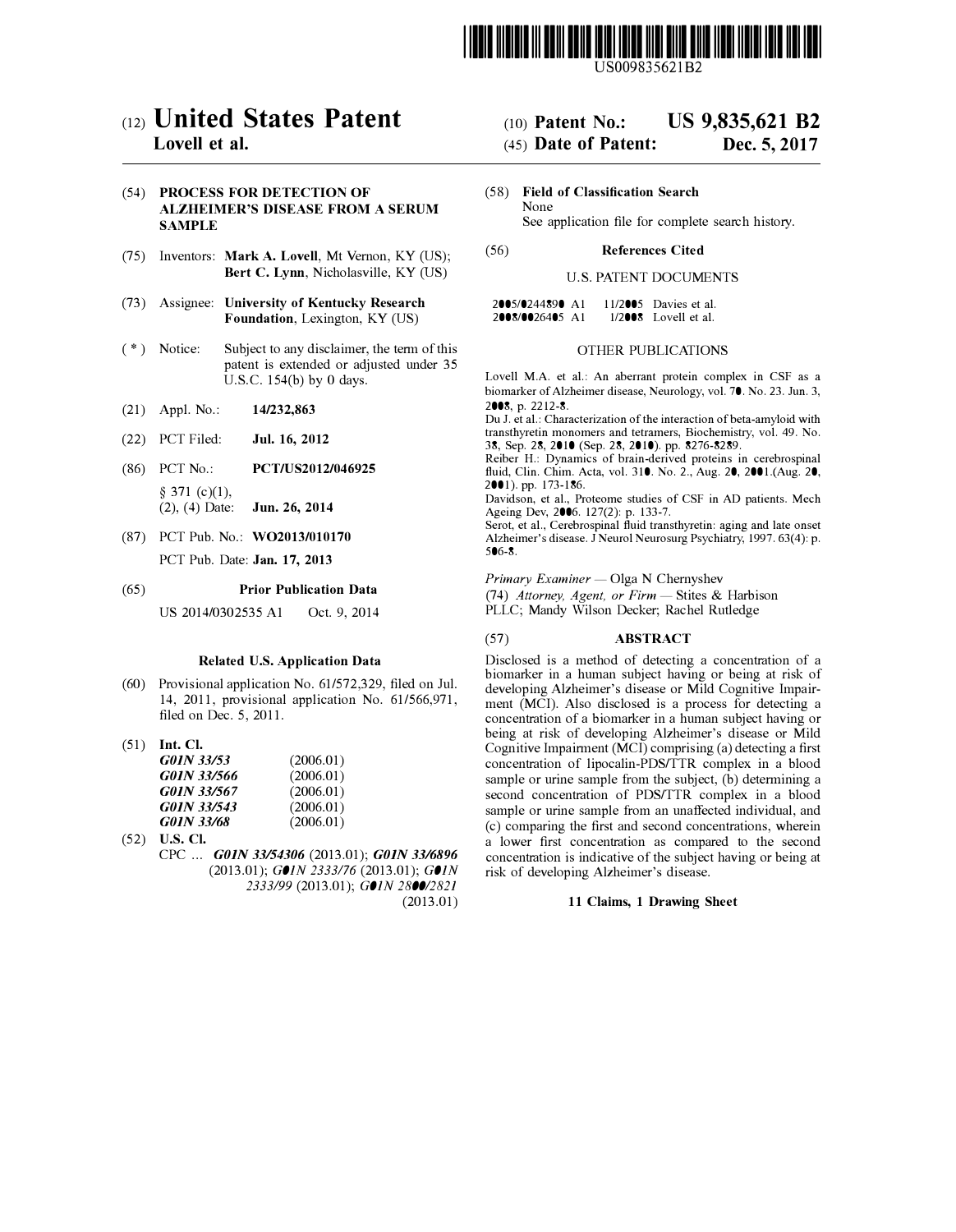US009835621B2

# (12) United States Patent
**Lovell et al.**

(10) **Patent No.: US 9,835,621 B2**

(45) **Date of Patent: Dec. 5, 2017**

(54) **PROCESS FOR DETECTION OF ALZHEIMER'S DISEASE FROM A SERUM SAMPLE**

(75) Inventors: **Mark A. Lovell**, Mt Vernon, KY (US); **Bert C. Lynn**, Nicholasville, KY (US)

(73) Assignee: **University of Kentucky Research Foundation**, Lexington, KY (US)

( * ) Notice: Subject to any disclaimer, the term of this patent is extended or adjusted under 35 U.S.C. 154(b) by 0 days.

(21) Appl. No.: **14/232,863**

(22) PCT Filed: **Jul. 16, 2012**

(86) PCT No.: **PCT/US2012/046925**

§ 371 (c)(1), (2), (4) Date: **Jun. 26, 2014**

(87) PCT Pub. No.: **WO2013/010170**

PCT Pub. Date: **Jan. 17, 2013**

(65) **Prior Publication Data**

US 2014/0302535 A1 Oct. 9, 2014

**Related U.S. Application Data**

(60) Provisional application No. 61/572,329, filed on Jul. 14, 2011, provisional application No. 61/566,971, filed on Dec. 5, 2011.

(51) **Int. Cl.**

| | |
|---|---|
| *G01N 33/53* | (2006.01) |
| *G01N 33/566* | (2006.01) |
| *G01N 33/567* | (2006.01) |
| *G01N 33/543* | (2006.01) |
| *G01N 33/68* | (2006.01) |

(52) **U.S. Cl.**

CPC ... ***G01N 33/54306*** (2013.01); ***G01N 33/6896*** (2013.01); *G01N 2333/76* (2013.01); *G01N 2333/99* (2013.01); *G01N 2800/2821* (2013.01)

(58) **Field of Classification Search**

None

See application file for complete search history.

(56) **References Cited**

U.S. PATENT DOCUMENTS

2005/0244890 A1 11/2005 Davies et al.
2008/0026405 A1 1/2008 Lovell et al.

OTHER PUBLICATIONS

Lovell M.A. et al.: An aberrant protein complex in CSF as a biomarker of Alzheimer disease, Neurology, vol. 70. No. 23. Jun. 3, 2008, p. 2212-8.

Du J. et al.: Characterization of the interaction of beta-amyloid with transthyretin monomers and tetramers, Biochemistry, vol. 49. No. 38, Sep. 28, 2010 (Sep. 28, 2010). pp. 8276-8289.

Reiber H.: Dynamics of brain-derived proteins in cerebrospinal fluid, Clin. Chim. Acta, vol. 310. No. 2., Aug. 20, 2001.(Aug. 20, 2001). pp. 173-186.

Davidson, et al., Proteome studies of CSF in AD patients. Mech Ageing Dev, 2006. 127(2): p. 133-7.

Serot, et al., Cerebrospinal fluid transthyretin: aging and late onset Alzheimer's disease. J Neurol Neurosurg Psychiatry, 1997. 63(4): p. 506-8.

*Primary Examiner* — Olga N Chernyshev

(74) *Attorney, Agent, or Firm* — Stites & Harbison PLLC; Mandy Wilson Decker; Rachel Rutledge

(57) **ABSTRACT**

Disclosed is a method of detecting a concentration of a biomarker in a human subject having or being at risk of developing Alzheimer's disease or Mild Cognitive Impairment (MCI). Also disclosed is a process for detecting a concentration of a biomarker in a human subject having or being at risk of developing Alzheimer's disease or Mild Cognitive Impairment (MCI) comprising (a) detecting a first concentration of lipocalin-PDS/TTR complex in a blood sample or urine sample from the subject, (b) determining a second concentration of PDS/TTR complex in a blood sample or urine sample from an unaffected individual, and (c) comparing the first and second concentrations, wherein a lower first concentration as compared to the second concentration is indicative of the subject having or being at risk of developing Alzheimer's disease.

**11 Claims, 1 Drawing Sheet**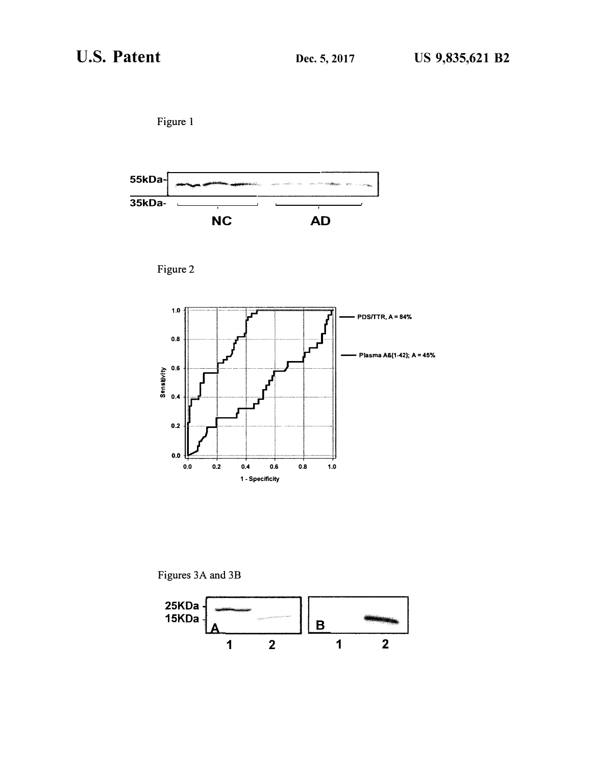Figure 1

55kDa-

35kDa-

NC

AD

Figure 2

PDS/TTR, A = 84%

Plasma Aß(1-42); A = 45%

Sensitivity

1 - Specificity

Figures 3A and 3B

25KDa

15KDa

A

1 2

B

1 2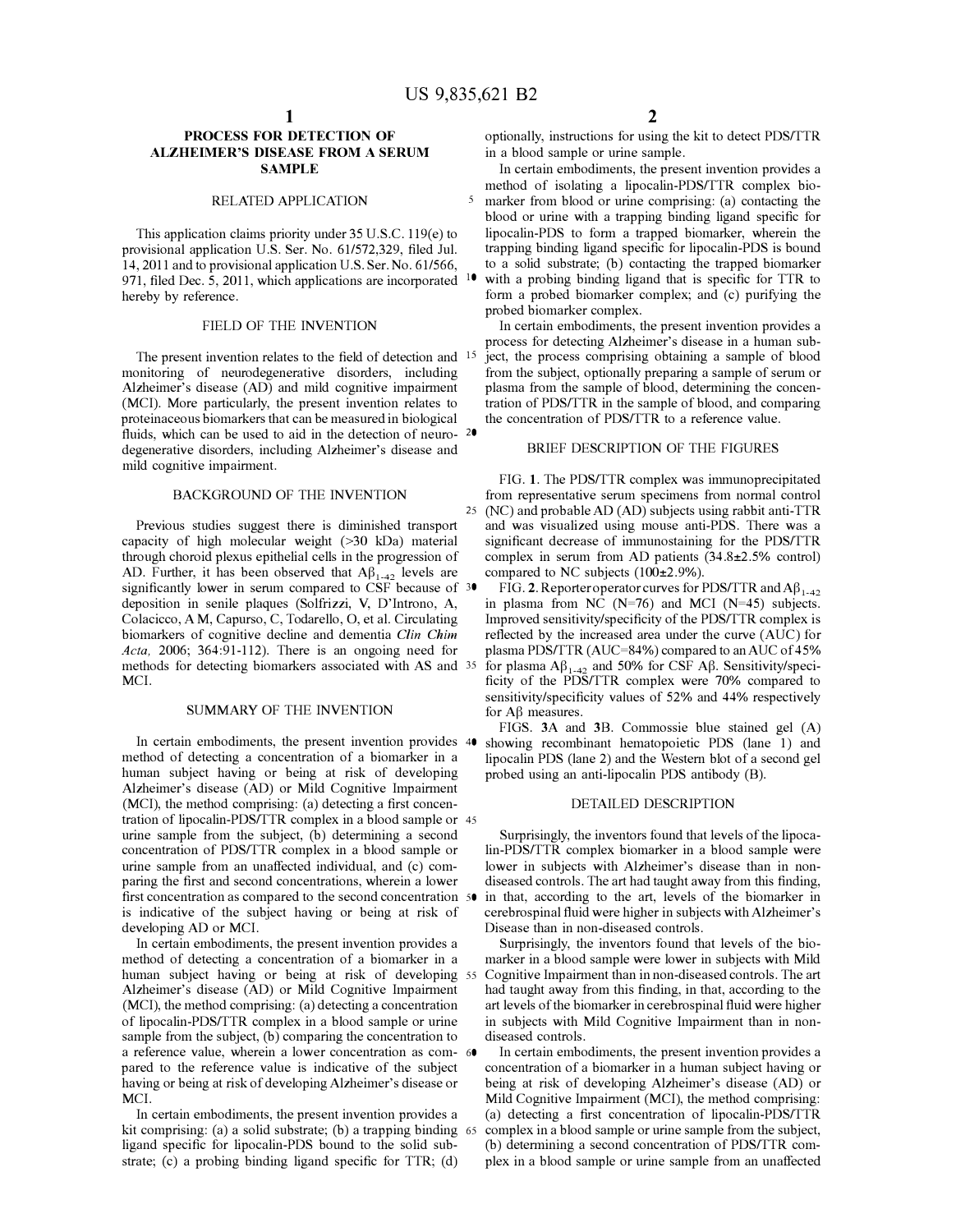# PROCESS FOR DETECTION OF ALZHEIMER'S DISEASE FROM A SERUM SAMPLE

## RELATED APPLICATION

This application claims priority under 35 U.S.C. 119(e) to provisional application U.S. Ser. No. 61/572,329, filed Jul. 14, 2011 and to provisional application U.S. Ser. No. 61/566,971, filed Dec. 5, 2011, which applications are incorporated hereby by reference.

## FIELD OF THE INVENTION

The present invention relates to the field of detection and monitoring of neurodegenerative disorders, including Alzheimer's disease (AD) and mild cognitive impairment (MCI). More particularly, the present invention relates to proteinaceous biomarkers that can be measured in biological fluids, which can be used to aid in the detection of neurodegenerative disorders, including Alzheimer's disease and mild cognitive impairment.

## BACKGROUND OF THE INVENTION

Previous studies suggest there is diminished transport capacity of high molecular weight (>30 kDa) material through choroid plexus epithelial cells in the progression of AD. Further, it has been observed that $A\beta_{1-42}$ levels are significantly lower in serum compared to CSF because of deposition in senile plaques (Solfrizzi, V, D'Introno, A, Colacicco, A M, Capurso, C, Todarello, O, et al. Circulating biomarkers of cognitive decline and dementia *Clin Chim Acta,* 2006; 364:91-112). There is an ongoing need for methods for detecting biomarkers associated with AS and MCI.

## SUMMARY OF THE INVENTION

In certain embodiments, the present invention provides a method of detecting a concentration of a biomarker in a human subject having or being at risk of developing Alzheimer's disease (AD) or Mild Cognitive Impairment (MCI), the method comprising: (a) detecting a first concentration of lipocalin-PDS/TTR complex in a blood sample or urine sample from the subject, (b) determining a second concentration of PDS/TTR complex in a blood sample or urine sample from an unaffected individual, and (c) comparing the first and second concentrations, wherein a lower first concentration as compared to the second concentration is indicative of the subject having or being at risk of developing AD or MCI.

In certain embodiments, the present invention provides a method of detecting a concentration of a biomarker in a human subject having or being at risk of developing Alzheimer's disease (AD) or Mild Cognitive Impairment (MCI), the method comprising: (a) detecting a concentration of lipocalin-PDS/TTR complex in a blood sample or urine sample from the subject, (b) comparing the concentration to a reference value, wherein a lower concentration as compared to the reference value is indicative of the subject having or being at risk of developing Alzheimer's disease or MCI.

In certain embodiments, the present invention provides a kit comprising: (a) a solid substrate; (b) a trapping binding ligand specific for lipocalin-PDS bound to the solid substrate; (c) a probing binding ligand specific for TTR; (d) optionally, instructions for using the kit to detect PDS/TTR in a blood sample or urine sample.

In certain embodiments, the present invention provides a method of isolating a lipocalin-PDS/TTR complex biomarker from blood or urine comprising: (a) contacting the blood or urine with a trapping binding ligand specific for lipocalin-PDS to form a trapped biomarker, wherein the trapping binding ligand specific for lipocalin-PDS is bound to a solid substrate; (b) contacting the trapped biomarker with a probing binding ligand that is specific for TTR to form a probed biomarker complex; and (c) purifying the probed biomarker complex.

In certain embodiments, the present invention provides a process for detecting Alzheimer's disease in a human subject, the process comprising obtaining a sample of blood from the subject, optionally preparing a sample of serum or plasma from the sample of blood, determining the concentration of PDS/TTR in the sample of blood, and comparing the concentration of PDS/TTR to a reference value.

## BRIEF DESCRIPTION OF THE FIGURES

FIG. **1**. The PDS/TTR complex was immunoprecipitated from representative serum specimens from normal control (NC) and probable AD (AD) subjects using rabbit anti-TTR and was visualized using mouse anti-PDS. There was a significant decrease of immunostaining for the PDS/TTR complex in serum from AD patients (34.8±2.5% control) compared to NC subjects (100±2.9%).

FIG. **2**. Reporter operator curves for PDS/TTR and $A\beta_{1-42}$ in plasma from NC (N=76) and MCI (N=45) subjects. Improved sensitivity/specificity of the PDS/TTR complex is reflected by the increased area under the curve (AUC) for plasma PDS/TTR (AUC=84%) compared to an AUC of 45% for plasma $A\beta_{1-42}$ and 50% for CSF Aβ. Sensitivity/specificity of the PDS/TTR complex were 70% compared to sensitivity/specificity values of 52% and 44% respectively for Aβ measures.

FIGS. **3A** and **3B**. Commossie blue stained gel (A) showing recombinant hematopoietic PDS (lane 1) and lipocalin PDS (lane 2) and the Western blot of a second gel probed using an anti-lipocalin PDS antibody (B).

## DETAILED DESCRIPTION

Surprisingly, the inventors found that levels of the lipocalin-PDS/TTR complex biomarker in a blood sample were lower in subjects with Alzheimer's disease than in non-diseased controls. The art had taught away from this finding, in that, according to the art, levels of the biomarker in cerebrospinal fluid were higher in subjects with Alzheimer's Disease than in non-diseased controls.

Surprisingly, the inventors found that levels of the biomarker in a blood sample were lower in subjects with Mild Cognitive Impairment than in non-diseased controls. The art had taught away from this finding, in that, according to the art levels of the biomarker in cerebrospinal fluid were higher in subjects with Mild Cognitive Impairment than in non-diseased controls.

In certain embodiments, the present invention provides a concentration of a biomarker in a human subject having or being at risk of developing Alzheimer's disease (AD) or Mild Cognitive Impairment (MCI), the method comprising: (a) detecting a first concentration of lipocalin-PDS/TTR complex in a blood sample or urine sample from the subject, (b) determining a second concentration of PDS/TTR complex in a blood sample or urine sample from an unaffected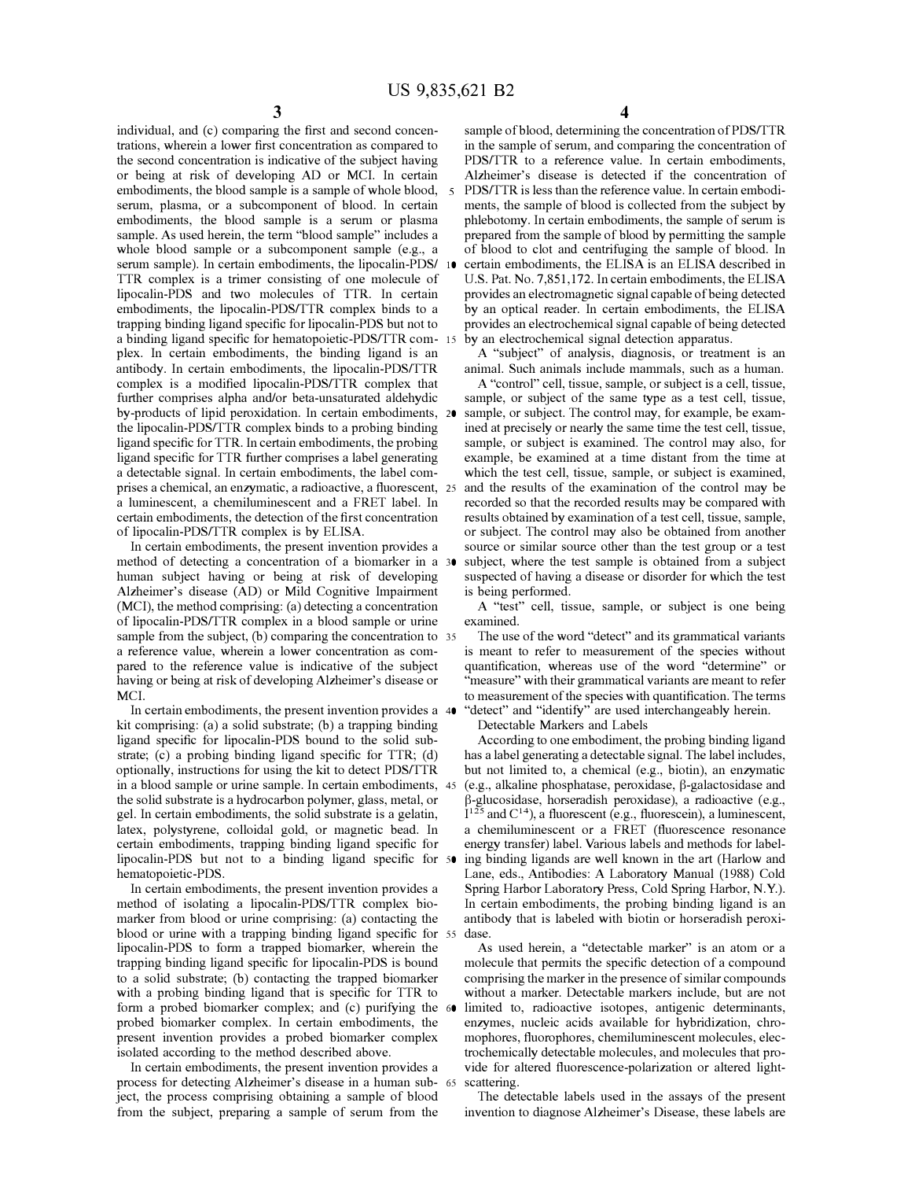individual, and (c) comparing the first and second concentrations, wherein a lower first concentration as compared to the second concentration is indicative of the subject having or being at risk of developing AD or MCI. In certain embodiments, the blood sample is a sample of whole blood, serum, plasma, or a subcomponent of blood. In certain embodiments, the blood sample is a serum or plasma sample. As used herein, the term "blood sample" includes a whole blood sample or a subcomponent sample (e.g., a serum sample). In certain embodiments, the lipocalin-PDS/TTR complex is a trimer consisting of one molecule of lipocalin-PDS and two molecules of TTR. In certain embodiments, the lipocalin-PDS/TTR complex binds to a trapping binding ligand specific for lipocalin-PDS but not to a binding ligand specific for hematopoietic-PDS/TTR complex. In certain embodiments, the binding ligand is an antibody. In certain embodiments, the lipocalin-PDS/TTR complex is a modified lipocalin-PDS/TTR complex that further comprises alpha and/or beta-unsaturated aldehydic by-products of lipid peroxidation. In certain embodiments, the lipocalin-PDS/TTR complex binds to a probing binding ligand specific for TTR. In certain embodiments, the probing binding ligand specific for TTR further comprises a label generating a detectable signal. In certain embodiments, the label comprises a chemical, an enzymatic, a radioactive, a fluorescent, a luminescent, a chemiluminescent and a FRET label. In certain embodiments, the detection of the first concentration of lipocalin-PDS/TTR complex is by ELISA.

In certain embodiments, the present invention provides a method of detecting a concentration of a biomarker in a human subject having or being at risk of developing Alzheimer's disease (AD) or Mild Cognitive Impairment (MCI), the method comprising: (a) detecting a concentration of lipocalin-PDS/TTR complex in a blood sample or urine sample from the subject, (b) comparing the concentration to a reference value, wherein a lower concentration as compared to the reference value is indicative of the subject having or being at risk of developing Alzheimer's disease or MCI.

In certain embodiments, the present invention provides a kit comprising: (a) a solid substrate; (b) a trapping binding ligand specific for lipocalin-PDS bound to the solid substrate; (c) a probing binding ligand specific for TTR; (d) optionally, instructions for using the kit to detect PDS/TTR in a blood sample or urine sample. In certain embodiments, the solid substrate is a hydrocarbon polymer, glass, metal, or gel. In certain embodiments, the solid substrate is a gelatin, latex, polystyrene, colloidal gold, or magnetic bead. In certain embodiments, trapping binding ligand specific for lipocalin-PDS but not to a binding ligand specific for hematopoietic-PDS.

In certain embodiments, the present invention provides a method of isolating a lipocalin-PDS/TTR complex biomarker from blood or urine comprising: (a) contacting the blood or urine with a trapping binding ligand specific for lipocalin-PDS to form a trapped biomarker, wherein the trapping binding ligand specific for lipocalin-PDS is bound to a solid substrate; (b) contacting the trapped biomarker with a probing binding ligand that is specific for TTR to form a probed biomarker complex; and (c) purifying the probed biomarker complex. In certain embodiments, the present invention provides a probed biomarker complex isolated according to the method described above.

In certain embodiments, the present invention provides a process for detecting Alzheimer's disease in a human subject, the process comprising obtaining a sample of blood from the subject, preparing a sample of serum from the sample of blood, determining the concentration of PDS/TTR in the sample of serum, and comparing the concentration of PDS/TTR to a reference value. In certain embodiments, Alzheimer's disease is detected if the concentration of PDS/TTR is less than the reference value. In certain embodiments, the sample of blood is collected from the subject by phlebotomy. In certain embodiments, the sample of serum is prepared from the sample of blood by permitting the sample of blood to clot and centrifuging the sample of blood. In certain embodiments, the ELISA is an ELISA described in U.S. Pat. No. 7,851,172. In certain embodiments, the ELISA provides an electromagnetic signal capable of being detected by an optical reader. In certain embodiments, the ELISA provides an electrochemical signal capable of being detected by an electrochemical signal detection apparatus.

A "subject" of analysis, diagnosis, or treatment is an animal. Such animals include mammals, such as a human.

A "control" cell, tissue, sample, or subject is a cell, tissue, sample, or subject of the same type as a test cell, tissue, sample, or subject. The control may, for example, be examined at precisely or nearly the same time the test cell, tissue, sample, or subject is examined. The control may also, for example, be examined at a time distant from the time at which the test cell, tissue, sample, or subject is examined, and the results of the examination of the control may be recorded so that the recorded results may be compared with results obtained by examination of a test cell, tissue, sample, or subject. The control may also be obtained from another source or similar source other than the test group or a test subject, where the test sample is obtained from a subject suspected of having a disease or disorder for which the test is being performed.

A "test" cell, tissue, sample, or subject is one being examined.

The use of the word "detect" and its grammatical variants is meant to refer to measurement of the species without quantification, whereas use of the word "determine" or "measure" with their grammatical variants are meant to refer to measurement of the species with quantification. The terms "detect" and "identify" are used interchangeably herein.

Detectable Markers and Labels

According to one embodiment, the probing binding ligand has a label generating a detectable signal. The label includes, but not limited to, a chemical (e.g., biotin), an enzymatic (e.g., alkaline phosphatase, peroxidase, β-galactosidase and β-glucosidase, horseradish peroxidase), a radioactive (e.g., $I^{125}$ and $C^{14}$), a fluorescent (e.g., fluorescein), a luminescent, a chemiluminescent or a FRET (fluorescence resonance energy transfer) label. Various labels and methods for labeling binding ligands are well known in the art (Harlow and Lane, eds., Antibodies: A Laboratory Manual (1988) Cold Spring Harbor Laboratory Press, Cold Spring Harbor, N.Y.). In certain embodiments, the probing binding ligand is an antibody that is labeled with biotin or horseradish peroxidase.

As used herein, a "detectable marker" is an atom or a molecule that permits the specific detection of a compound comprising the marker in the presence of similar compounds without a marker. Detectable markers include, but are not limited to, radioactive isotopes, antigenic determinants, enzymes, nucleic acids available for hybridization, chromophores, fluorophores, chemiluminescent molecules, electrochemically detectable molecules, and molecules that provide for altered fluorescence-polarization or altered light-scattering.

The detectable labels used in the assays of the present invention to diagnose Alzheimer's Disease, these labels are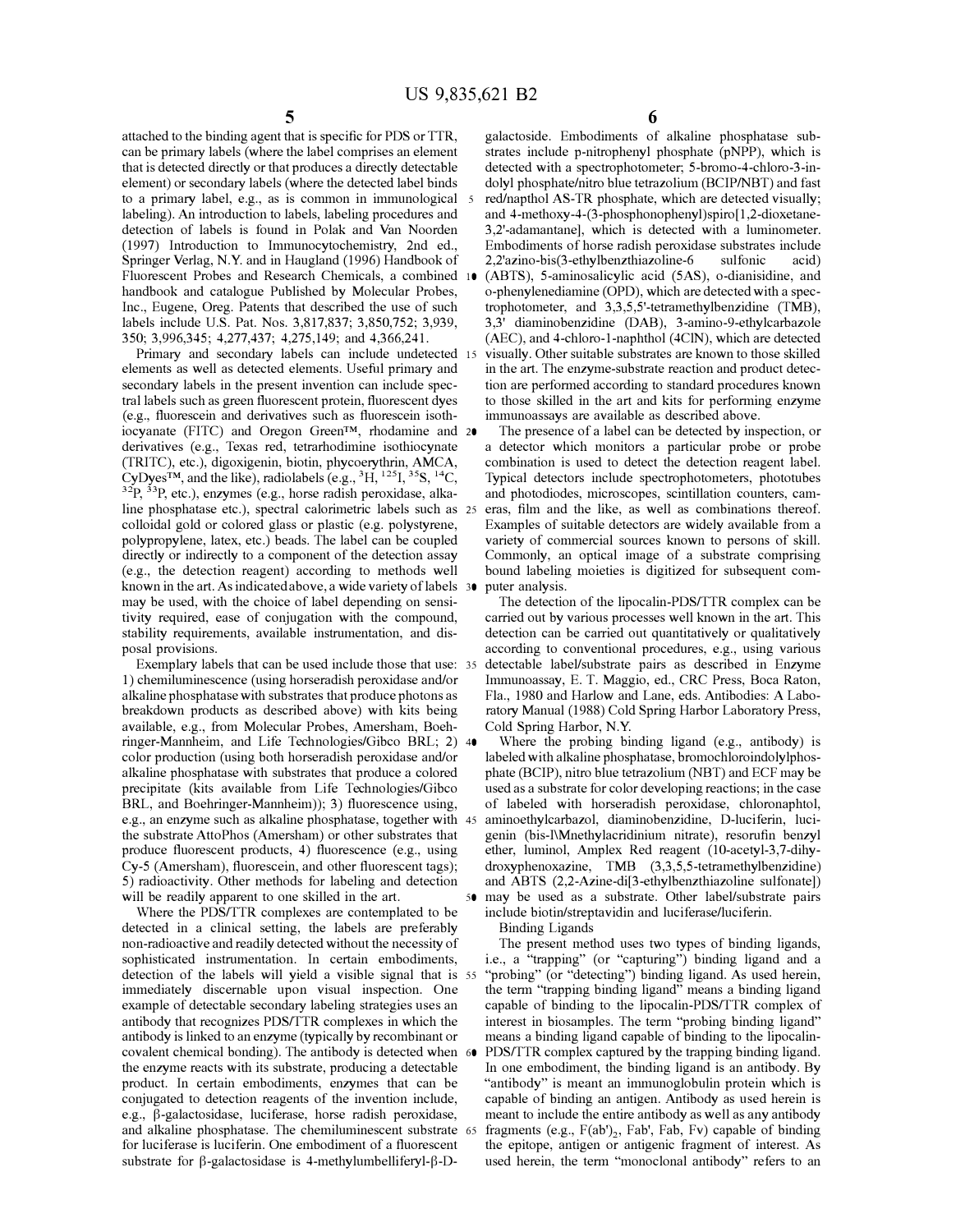attached to the binding agent that is specific for PDS or TTR, can be primary labels (where the label comprises an element that is detected directly or that produces a directly detectable element) or secondary labels (where the detected label binds to a primary label, e.g., as is common in immunological labeling). An introduction to labels, labeling procedures and detection of labels is found in Polak and Van Noorden (1997) Introduction to Immunocytochemistry, 2nd ed., Springer Verlag, N.Y. and in Haugland (1996) Handbook of Fluorescent Probes and Research Chemicals, a combined handbook and catalogue Published by Molecular Probes, Inc., Eugene, Oreg. Patents that described the use of such labels include U.S. Pat. Nos. 3,817,837; 3,850,752; 3,939,350; 3,996,345; 4,277,437; 4,275,149; and 4,366,241.

Primary and secondary labels can include undetected elements as well as detected elements. Useful primary and secondary labels in the present invention can include spectral labels such as green fluorescent protein, fluorescent dyes (e.g., fluorescein and derivatives such as fluorescein isothiocyanate (FITC) and Oregon Green™, rhodamine and derivatives (e.g., Texas red, tetrarhodimine isothiocynate (TRITC), etc.), digoxigenin, biotin, phycoerythrin, AMCA, CyDyes™, and the like), radiolabels (e.g., $^{3}H$, $^{125}I$, $^{35}S$, $^{14}C$, $^{32}P$, $^{33}P$, etc.), enzymes (e.g., horse radish peroxidase, alkaline phosphatase etc.), spectral calorimetric labels such as colloidal gold or colored glass or plastic (e.g. polystyrene, polypropylene, latex, etc.) beads. The label can be coupled directly or indirectly to a component of the detection assay (e.g., the detection reagent) according to methods well known in the art. As indicated above, a wide variety of labels may be used, with the choice of label depending on sensitivity required, ease of conjugation with the compound, stability requirements, available instrumentation, and disposal provisions.

Exemplary labels that can be used include those that use: 1) chemiluminescence (using horseradish peroxidase and/or alkaline phosphatase with substrates that produce photons as breakdown products as described above) with kits being available, e.g., from Molecular Probes, Amersham, Boehringer-Mannheim, and Life Technologies/Gibco BRL; 2) color production (using both horseradish peroxidase and/or alkaline phosphatase with substrates that produce a colored precipitate (kits available from Life Technologies/Gibco BRL, and Boehringer-Mannheim)); 3) fluorescence using, e.g., an enzyme such as alkaline phosphatase, together with the substrate AttoPhos (Amersham) or other substrates that produce fluorescent products, 4) fluorescence (e.g., using Cy-5 (Amersham), fluorescein, and other fluorescent tags); 5) radioactivity. Other methods for labeling and detection will be readily apparent to one skilled in the art.

Where the PDS/TTR complexes are contemplated to be detected in a clinical setting, the labels are preferably non-radioactive and readily detected without the necessity of sophisticated instrumentation. In certain embodiments, detection of the labels will yield a visible signal that is immediately discernable upon visual inspection. One example of detectable secondary labeling strategies uses an antibody that recognizes PDS/TTR complexes in which the antibody is linked to an enzyme (typically by recombinant or covalent chemical bonding). The antibody is detected when the enzyme reacts with its substrate, producing a detectable product. In certain embodiments, enzymes that can be conjugated to detection reagents of the invention include, e.g., β-galactosidase, luciferase, horse radish peroxidase, and alkaline phosphatase. The chemiluminescent substrate for luciferase is luciferin. One embodiment of a fluorescent substrate for β-galactosidase is 4-methylumbelliferyl-β-D-galactoside. Embodiments of alkaline phosphatase substrates include p-nitrophenyl phosphate (pNPP), which is detected with a spectrophotometer; 5-bromo-4-chloro-3-indolyl phosphate/nitro blue tetrazolium (BCIP/NBT) and fast red/napthol AS-TR phosphate, which are detected visually; and 4-methoxy-4-(3-phosphonophenyl)spiro[1,2-dioxetane-3,2'-adamantane], which is detected with a luminometer. Embodiments of horse radish peroxidase substrates include 2,2'azino-bis(3-ethylbenzthiazoline-6 sulfonic acid) (ABTS), 5-aminosalicylic acid (5AS), o-dianisidine, and o-phenylenediamine (OPD), which are detected with a spectrophotometer, and 3,3,5,5'-tetramethylbenzidine (TMB), 3,3' diaminobenzidine (DAB), 3-amino-9-ethylcarbazole (AEC), and 4-chloro-1-naphthol (4ClN), which are detected visually. Other suitable substrates are known to those skilled in the art. The enzyme-substrate reaction and product detection are performed according to standard procedures known to those skilled in the art and kits for performing enzyme immunoassays are available as described above.

The presence of a label can be detected by inspection, or a detector which monitors a particular probe or probe combination is used to detect the detection reagent label. Typical detectors include spectrophotometers, phototubes and photodiodes, microscopes, scintillation counters, cameras, film and the like, as well as combinations thereof. Examples of suitable detectors are widely available from a variety of commercial sources known to persons of skill. Commonly, an optical image of a substrate comprising bound labeling moieties is digitized for subsequent computer analysis.

The detection of the lipocalin-PDS/TTR complex can be carried out by various processes well known in the art. This detection can be carried out quantitatively or qualitatively according to conventional procedures, e.g., using various detectable label/substrate pairs as described in Enzyme Immunoassay, E. T. Maggio, ed., CRC Press, Boca Raton, Fla., 1980 and Harlow and Lane, eds. Antibodies: A Laboratory Manual (1988) Cold Spring Harbor Laboratory Press, Cold Spring Harbor, N.Y.

Where the probing binding ligand (e.g., antibody) is labeled with alkaline phosphatase, bromochloroindolylphosphate (BCIP), nitro blue tetrazolium (NBT) and ECF may be used as a substrate for color developing reactions; in the case of labeled with horseradish peroxidase, chloronaphtol, aminoethylcarbazol, diaminobenzidine, D-luciferin, lucigenin (bis-N-methylacridinium nitrate), resorufin benzyl ether, luminol, Amplex Red reagent (10-acetyl-3,7-dihydroxyphenoxazine, TMB (3,3,5,5-tetramethylbenzidine) and ABTS (2,2-Azine-di[3-ethylbenzthiazoline sulfonate]) may be used as a substrate. Other label/substrate pairs include biotin/streptavidin and luciferase/luciferin.

## Binding Ligands

The present method uses two types of binding ligands, i.e., a "trapping" (or "capturing") binding ligand and a "probing" (or "detecting") binding ligand. As used herein, the term "trapping binding ligand" means a binding ligand capable of binding to the lipocalin-PDS/TTR complex of interest in biosamples. The term "probing binding ligand" means a binding ligand capable of binding to the lipocalin-PDS/TTR complex captured by the trapping binding ligand. In one embodiment, the binding ligand is an antibody. By "antibody" is meant an immunoglobulin protein which is capable of binding an antigen. Antibody as used herein is meant to include the entire antibody as well as any antibody fragments (e.g., $F(ab')_2$, Fab', Fab, Fv) capable of binding the epitope, antigen or antigenic fragment of interest. As used herein, the term "monoclonal antibody" refers to an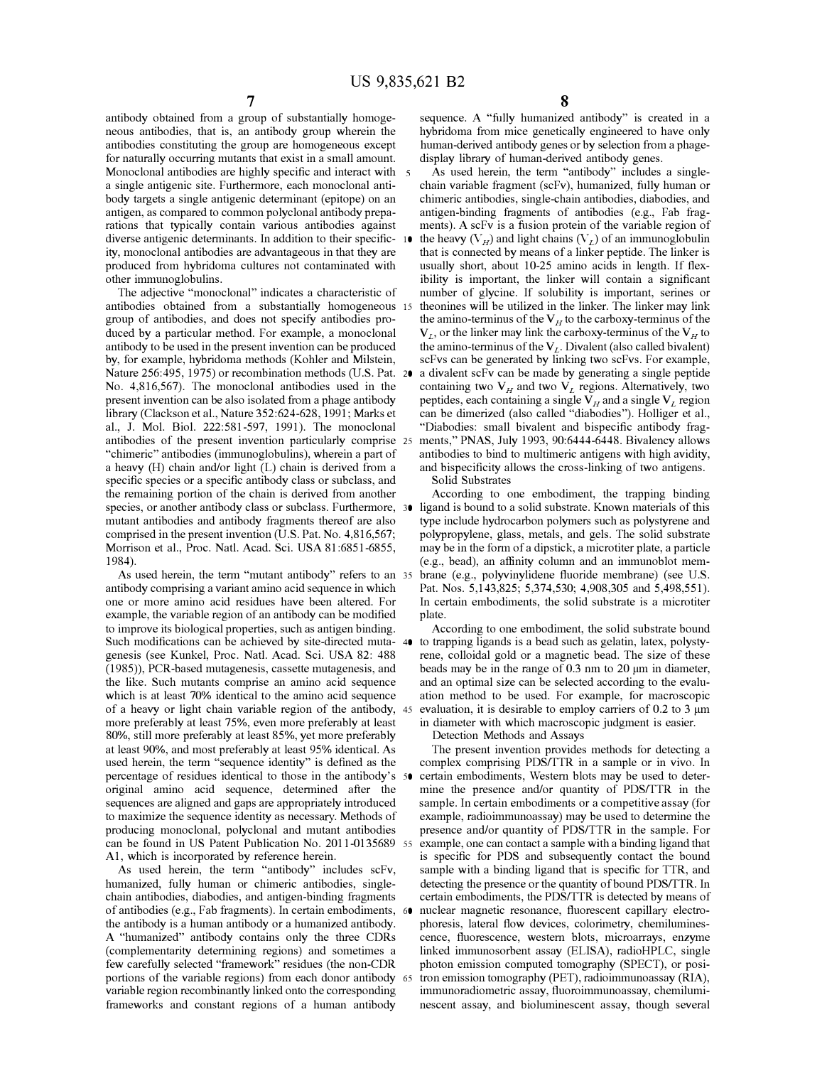antibody obtained from a group of substantially homogeneous antibodies, that is, an antibody group wherein the antibodies constituting the group are homogeneous except for naturally occurring mutants that exist in a small amount. Monoclonal antibodies are highly specific and interact with a single antigenic site. Furthermore, each monoclonal antibody targets a single antigenic determinant (epitope) on an antigen, as compared to common polyclonal antibody preparations that typically contain various antibodies against diverse antigenic determinants. In addition to their specificity, monoclonal antibodies are advantageous in that they are produced from hybridoma cultures not contaminated with other immunoglobulins.

The adjective "monoclonal" indicates a characteristic of antibodies obtained from a substantially homogeneous group of antibodies, and does not specify antibodies produced by a particular method. For example, a monoclonal antibody to be used in the present invention can be produced by, for example, hybridoma methods (Kohler and Milstein, Nature 256:495, 1975) or recombination methods (U.S. Pat. No. 4,816,567). The monoclonal antibodies used in the present invention can be also isolated from a phage antibody library (Clackson et al., Nature 352:624-628, 1991; Marks et al., J. Mol. Biol. 222:581-597, 1991). The monoclonal antibodies of the present invention particularly comprise "chimeric" antibodies (immunoglobulins), wherein a part of a heavy (H) chain and/or light (L) chain is derived from a specific species or a specific antibody class or subclass, and the remaining portion of the chain is derived from another species, or another antibody class or subclass. Furthermore, mutant antibodies and antibody fragments thereof are also comprised in the present invention (U.S. Pat. No. 4,816,567; Morrison et al., Proc. Natl. Acad. Sci. USA 81:6851-6855, 1984).

As used herein, the term "mutant antibody" refers to an antibody comprising a variant amino acid sequence in which one or more amino acid residues have been altered. For example, the variable region of an antibody can be modified to improve its biological properties, such as antigen binding. Such modifications can be achieved by site-directed mutagenesis (see Kunkel, Proc. Natl. Acad. Sci. USA 82: 488 (1985)), PCR-based mutagenesis, cassette mutagenesis, and the like. Such mutants comprise an amino acid sequence which is at least 70% identical to the amino acid sequence of a heavy or light chain variable region of the antibody, more preferably at least 75%, even more preferably at least 80%, still more preferably at least 85%, yet more preferably at least 90%, and most preferably at least 95% identical. As used herein, the term "sequence identity" is defined as the percentage of residues identical to those in the antibody's original amino acid sequence, determined after the sequences are aligned and gaps are appropriately introduced to maximize the sequence identity as necessary. Methods of producing monoclonal, polyclonal and mutant antibodies can be found in US Patent Publication No. 2011-0135689 A1, which is incorporated by reference herein.

As used herein, the term "antibody" includes scFv, humanized, fully human or chimeric antibodies, single-chain antibodies, diabodies, and antigen-binding fragments of antibodies (e.g., Fab fragments). In certain embodiments, the antibody is a human antibody or a humanized antibody. A "humanized" antibody contains only the three CDRs (complementarity determining regions) and sometimes a few carefully selected "framework" residues (the non-CDR portions of the variable regions) from each donor antibody variable region recombinantly linked onto the corresponding frameworks and constant regions of a human antibody sequence. A "fully humanized antibody" is created in a hybridoma from mice genetically engineered to have only human-derived antibody genes or by selection from a phage-display library of human-derived antibody genes.

As used herein, the term "antibody" includes a single-chain variable fragment (scFv), humanized, fully human or chimeric antibodies, single-chain antibodies, diabodies, and antigen-binding fragments of antibodies (e.g., Fab fragments). A scFv is a fusion protein of the variable region of the heavy ($V_H$) and light chains ($V_L$) of an immunoglobulin that is connected by means of a linker peptide. The linker is usually short, about 10-25 amino acids in length. If flexibility is important, the linker will contain a significant number of glycine. If solubility is important, serines or theonines will be utilized in the linker. The linker may link the amino-terminus of the $V_H$ to the carboxy-terminus of the $V_L$, or the linker may link the carboxy-terminus of the $V_H$ to the amino-terminus of the $V_L$. Divalent (also called bivalent) scFvs can be generated by linking two scFvs. For example, a divalent scFv can be made by generating a single peptide containing two $V_H$ and two $V_L$ regions. Alternatively, two peptides, each containing a single $V_H$ and a single $V_L$ region can be dimerized (also called "diabodies"). Holliger et al., "Diabodies: small bivalent and bispecific antibody fragments," PNAS, July 1993, 90:6444-6448. Bivalency allows antibodies to bind to multimeric antigens with high avidity, and bispecificity allows the cross-linking of two antigens.

Solid Substrates

According to one embodiment, the trapping binding ligand is bound to a solid substrate. Known materials of this type include hydrocarbon polymers such as polystyrene and polypropylene, glass, metals, and gels. The solid substrate may be in the form of a dipstick, a microtiter plate, a particle (e.g., bead), an affinity column and an immunoblot membrane (e.g., polyvinylidene fluoride membrane) (see U.S. Pat. Nos. 5,143,825; 5,374,530; 4,908,305 and 5,498,551). In certain embodiments, the solid substrate is a microtiter plate.

According to one embodiment, the solid substrate bound to trapping ligands is a bead such as gelatin, latex, polystyrene, colloidal gold or a magnetic bead. The size of these beads may be in the range of 0.3 nm to 20 μm in diameter, and an optimal size can be selected according to the evaluation method to be used. For example, for macroscopic evaluation, it is desirable to employ carriers of 0.2 to 3 μm in diameter with which macroscopic judgment is easier.

Detection Methods and Assays

The present invention provides methods for detecting a complex comprising PDS/TTR in a sample or in vivo. In certain embodiments, Western blots may be used to determine the presence and/or quantity of PDS/TTR in the sample. In certain embodiments or a competitive assay (for example, radioimmunoassay) may be used to determine the presence and/or quantity of PDS/TTR in the sample. For example, one can contact a sample with a binding ligand that is specific for PDS and subsequently contact the bound sample with a binding ligand that is specific for TTR, and detecting the presence or the quantity of bound PDS/TTR. In certain embodiments, the PDS/TTR is detected by means of nuclear magnetic resonance, fluorescent capillary electrophoresis, lateral flow devices, colorimetry, chemiluminescence, fluorescence, western blots, microarrays, enzyme linked immunosorbent assay (ELISA), radioHPLC, single photon emission computed tomography (SPECT), or positron emission tomography (PET), radioimmunoassay (RIA), immunoradiometric assay, fluoroimmunoassay, chemiluminescent assay, and bioluminescent assay, though several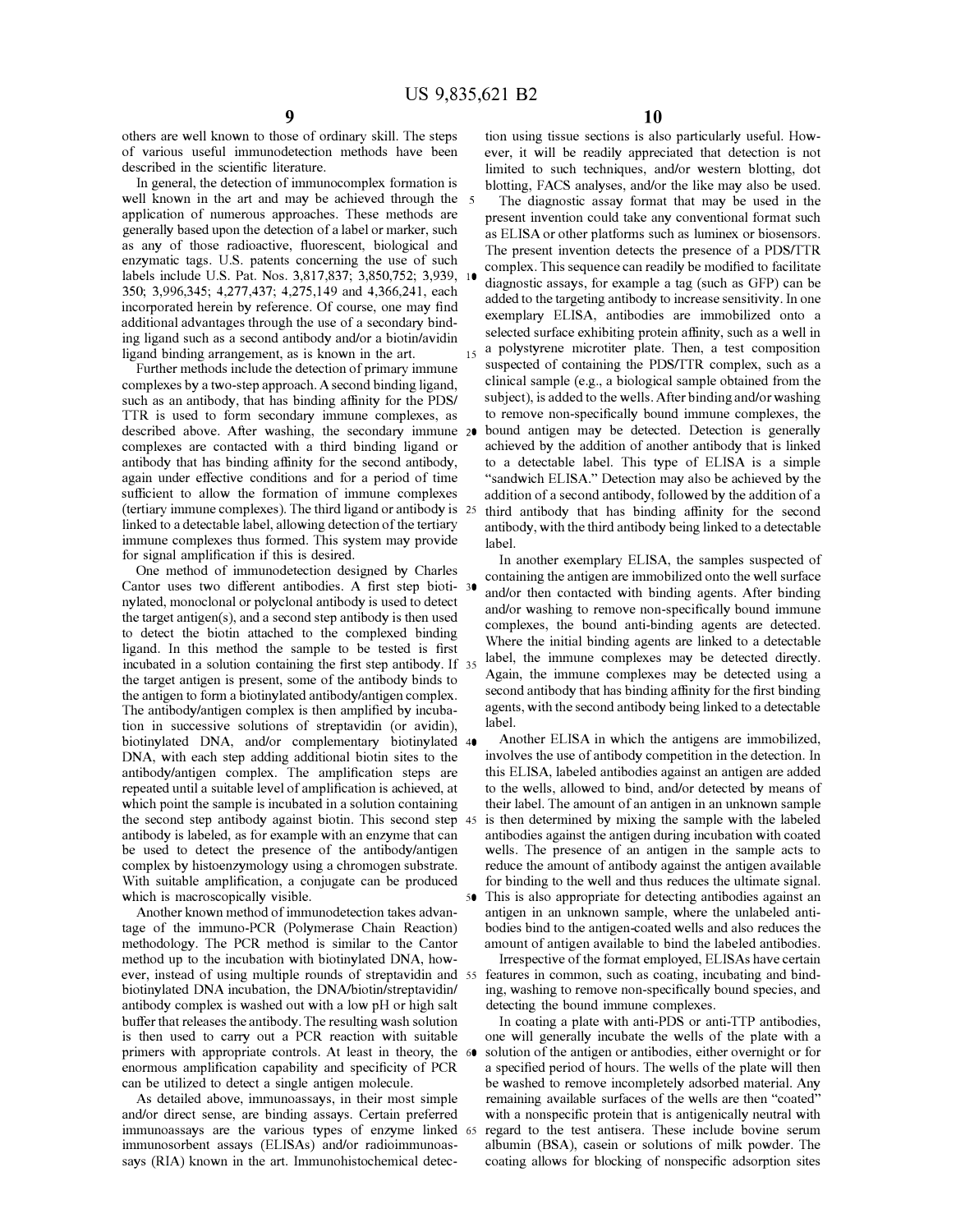others are well known to those of ordinary skill. The steps of various useful immunodetection methods have been described in the scientific literature.

In general, the detection of immunocomplex formation is well known in the art and may be achieved through the application of numerous approaches. These methods are generally based upon the detection of a label or marker, such as any of those radioactive, fluorescent, biological and enzymatic tags. U.S. patents concerning the use of such labels include U.S. Pat. Nos. 3,817,837; 3,850,752; 3,939,350; 3,996,345; 4,277,437; 4,275,149 and 4,366,241, each incorporated herein by reference. Of course, one may find additional advantages through the use of a secondary binding ligand such as a second antibody and/or a biotin/avidin ligand binding arrangement, as is known in the art.

Further methods include the detection of primary immune complexes by a two-step approach. A second binding ligand, such as an antibody, that has binding affinity for the PDS/TTR is used to form secondary immune complexes, as described above. After washing, the secondary immune complexes are contacted with a third binding ligand or antibody that has binding affinity for the second antibody, again under effective conditions and for a period of time sufficient to allow the formation of immune complexes (tertiary immune complexes). The third ligand or antibody is linked to a detectable label, allowing detection of the tertiary immune complexes thus formed. This system may provide for signal amplification if this is desired.

One method of immunodetection designed by Charles Cantor uses two different antibodies. A first step biotinylated, monoclonal or polyclonal antibody is used to detect the target antigen(s), and a second step antibody is then used to detect the biotin attached to the complexed binding ligand. In this method the sample to be tested is first incubated in a solution containing the first step antibody. If the target antigen is present, some of the antibody binds to the antigen to form a biotinylated antibody/antigen complex. The antibody/antigen complex is then amplified by incubation in successive solutions of streptavidin (or avidin), biotinylated DNA, and/or complementary biotinylated DNA, with each step adding additional biotin sites to the antibody/antigen complex. The amplification steps are repeated until a suitable level of amplification is achieved, at which point the sample is incubated in a solution containing the second step antibody against biotin. This second step antibody is labeled, as for example with an enzyme that can be used to detect the presence of the antibody/antigen complex by histoenzymology using a chromogen substrate. With suitable amplification, a conjugate can be produced which is macroscopically visible.

Another known method of immunodetection takes advantage of the immuno-PCR (Polymerase Chain Reaction) methodology. The PCR method is similar to the Cantor method up to the incubation with biotinylated DNA, however, instead of using multiple rounds of streptavidin and biotinylated DNA incubation, the DNA/biotin/streptavidin/antibody complex is washed out with a low pH or high salt buffer that releases the antibody. The resulting wash solution is then used to carry out a PCR reaction with suitable primers with appropriate controls. At least in theory, the enormous amplification capability and specificity of PCR can be utilized to detect a single antigen molecule.

As detailed above, immunoassays, in their most simple and/or direct sense, are binding assays. Certain preferred immunoassays are the various types of enzyme linked immunosorbent assays (ELISAs) and/or radioimmunoassays (RIA) known in the art. Immunohistochemical detection using tissue sections is also particularly useful. However, it will be readily appreciated that detection is not limited to such techniques, and/or western blotting, dot blotting, FACS analyses, and/or the like may also be used.

The diagnostic assay format that may be used in the present invention could take any conventional format such as ELISA or other platforms such as luminex or biosensors. The present invention detects the presence of a PDS/TTR complex. This sequence can readily be modified to facilitate diagnostic assays, for example a tag (such as GFP) can be added to the targeting antibody to increase sensitivity. In one exemplary ELISA, antibodies are immobilized onto a selected surface exhibiting protein affinity, such as a well in a polystyrene microtiter plate. Then, a test composition suspected of containing the PDS/TTR complex, such as a clinical sample (e.g., a biological sample obtained from the subject), is added to the wells. After binding and/or washing to remove non-specifically bound immune complexes, the bound antigen may be detected. Detection is generally achieved by the addition of another antibody that is linked to a detectable label. This type of ELISA is a simple "sandwich ELISA." Detection may also be achieved by the addition of a second antibody, followed by the addition of a third antibody that has binding affinity for the second antibody, with the third antibody being linked to a detectable label.

In another exemplary ELISA, the samples suspected of containing the antigen are immobilized onto the well surface and/or then contacted with binding agents. After binding and/or washing to remove non-specifically bound immune complexes, the bound anti-binding agents are detected. Where the initial binding agents are linked to a detectable label, the immune complexes may be detected directly. Again, the immune complexes may be detected using a second antibody that has binding affinity for the first binding agents, with the second antibody being linked to a detectable label.

Another ELISA in which the antigens are immobilized, involves the use of antibody competition in the detection. In this ELISA, labeled antibodies against an antigen are added to the wells, allowed to bind, and/or detected by means of their label. The amount of an antigen in an unknown sample is then determined by mixing the sample with the labeled antibodies against the antigen during incubation with coated wells. The presence of an antigen in the sample acts to reduce the amount of antibody against the antigen available for binding to the well and thus reduces the ultimate signal. This is also appropriate for detecting antibodies against an antigen in an unknown sample, where the unlabeled antibodies bind to the antigen-coated wells and also reduces the amount of antigen available to bind the labeled antibodies.

Irrespective of the format employed, ELISAs have certain features in common, such as coating, incubating and binding, washing to remove non-specifically bound species, and detecting the bound immune complexes.

In coating a plate with anti-PDS or anti-TTP antibodies, one will generally incubate the wells of the plate with a solution of the antigen or antibodies, either overnight or for a specified period of hours. The wells of the plate will then be washed to remove incompletely adsorbed material. Any remaining available surfaces of the wells are then "coated" with a nonspecific protein that is antigenically neutral with regard to the test antisera. These include bovine serum albumin (BSA), casein or solutions of milk powder. The coating allows for blocking of nonspecific adsorption sites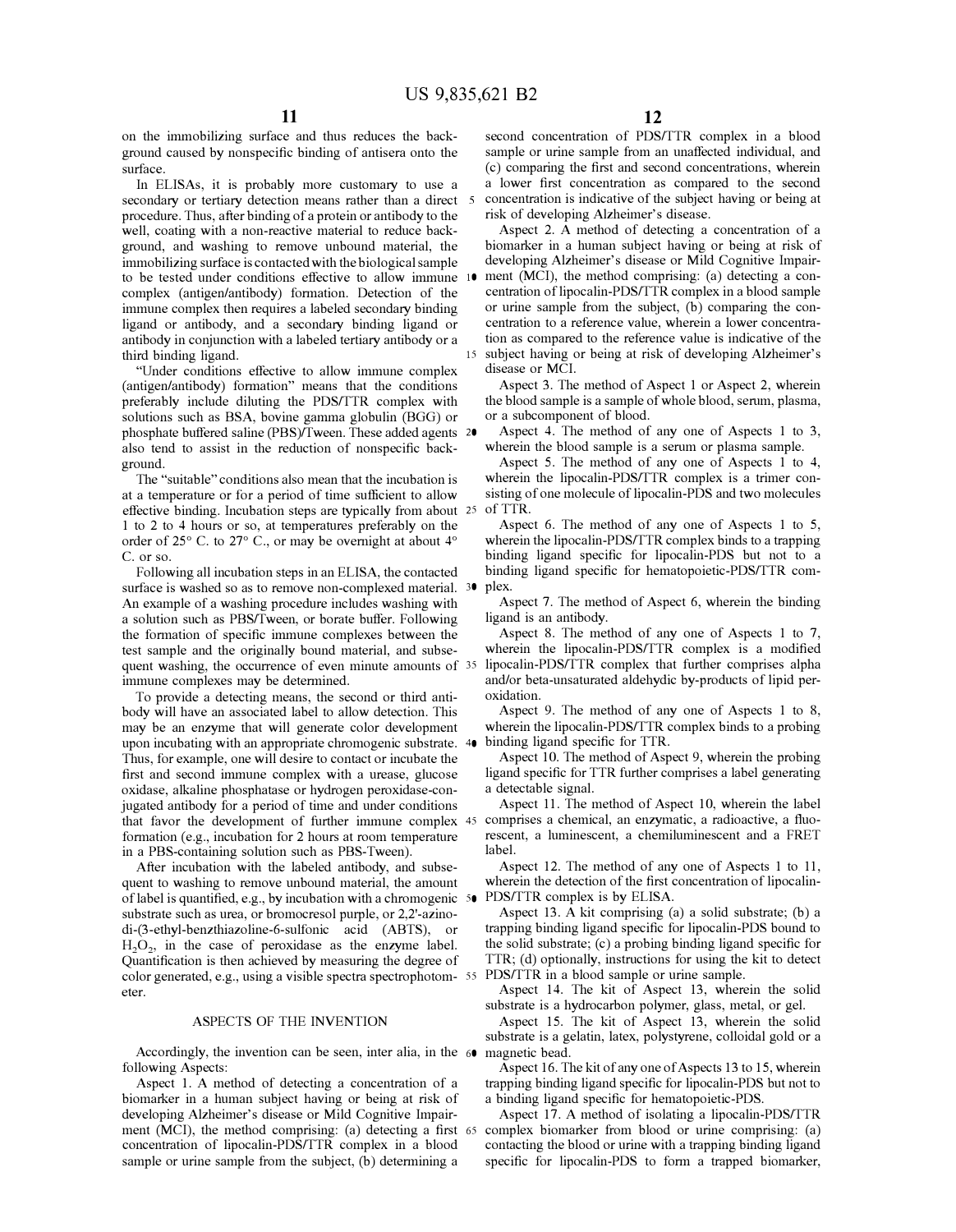on the immobilizing surface and thus reduces the background caused by nonspecific binding of antisera onto the surface.

In ELISAs, it is probably more customary to use a secondary or tertiary detection means rather than a direct procedure. Thus, after binding of a protein or antibody to the well, coating with a non-reactive material to reduce background, and washing to remove unbound material, the immobilizing surface is contacted with the biological sample to be tested under conditions effective to allow immune complex (antigen/antibody) formation. Detection of the immune complex then requires a labeled secondary binding ligand or antibody, and a secondary binding ligand or antibody in conjunction with a labeled tertiary antibody or a third binding ligand.

"Under conditions effective to allow immune complex (antigen/antibody) formation" means that the conditions preferably include diluting the PDS/TTR complex with solutions such as BSA, bovine gamma globulin (BGG) or phosphate buffered saline (PBS)/Tween. These added agents also tend to assist in the reduction of nonspecific background.

The "suitable" conditions also mean that the incubation is at a temperature or for a period of time sufficient to allow effective binding. Incubation steps are typically from about 1 to 2 to 4 hours or so, at temperatures preferably on the order of 25° C. to 27° C., or may be overnight at about 4° C. or so.

Following all incubation steps in an ELISA, the contacted surface is washed so as to remove non-complexed material. An example of a washing procedure includes washing with a solution such as PBS/Tween, or borate buffer. Following the formation of specific immune complexes between the test sample and the originally bound material, and subsequent washing, the occurrence of even minute amounts of immune complexes may be determined.

To provide a detecting means, the second or third antibody will have an associated label to allow detection. This may be an enzyme that will generate color development upon incubating with an appropriate chromogenic substrate. Thus, for example, one will desire to contact or incubate the first and second immune complex with a urease, glucose oxidase, alkaline phosphatase or hydrogen peroxidase-conjugated antibody for a period of time and under conditions that favor the development of further immune complex formation (e.g., incubation for 2 hours at room temperature in a PBS-containing solution such as PBS-Tween).

After incubation with the labeled antibody, and subsequent to washing to remove unbound material, the amount of label is quantified, e.g., by incubation with a chromogenic substrate such as urea, or bromocresol purple, or 2,2'-azino-di-(3-ethyl-benzthiazoline-6-sulfonic acid (ABTS), or $H_2O_2$, in the case of peroxidase as the enzyme label. Quantification is then achieved by measuring the degree of color generated, e.g., using a visible spectra spectrophotometer.

## ASPECTS OF THE INVENTION

Accordingly, the invention can be seen, inter alia, in the following Aspects:

Aspect 1. A method of detecting a concentration of a biomarker in a human subject having or being at risk of developing Alzheimer's disease or Mild Cognitive Impairment (MCI), the method comprising: (a) detecting a first concentration of lipocalin-PDS/TTR complex in a blood sample or urine sample from the subject, (b) determining a second concentration of PDS/TTR complex in a blood sample or urine sample from an unaffected individual, and (c) comparing the first and second concentrations, wherein a lower first concentration as compared to the second concentration is indicative of the subject having or being at risk of developing Alzheimer's disease.

Aspect 2. A method of detecting a concentration of a biomarker in a human subject having or being at risk of developing Alzheimer's disease or Mild Cognitive Impairment (MCI), the method comprising: (a) detecting a concentration of lipocalin-PDS/TTR complex in a blood sample or urine sample from the subject, (b) comparing the concentration to a reference value, wherein a lower concentration as compared to the reference value is indicative of the subject having or being at risk of developing Alzheimer's disease or MCI.

Aspect 3. The method of Aspect 1 or Aspect 2, wherein the blood sample is a sample of whole blood, serum, plasma, or a subcomponent of blood.

Aspect 4. The method of any one of Aspects 1 to 3, wherein the blood sample is a serum or plasma sample.

Aspect 5. The method of any one of Aspects 1 to 4, wherein the lipocalin-PDS/TTR complex is a trimer consisting of one molecule of lipocalin-PDS and two molecules of TTR.

Aspect 6. The method of any one of Aspects 1 to 5, wherein the lipocalin-PDS/TTR complex binds to a trapping binding ligand specific for lipocalin-PDS but not to a binding ligand specific for hematopoietic-PDS/TTR complex.

Aspect 7. The method of Aspect 6, wherein the binding ligand is an antibody.

Aspect 8. The method of any one of Aspects 1 to 7, wherein the lipocalin-PDS/TTR complex is a modified lipocalin-PDS/TTR complex that further comprises alpha and/or beta-unsaturated aldehydic by-products of lipid peroxidation.

Aspect 9. The method of any one of Aspects 1 to 8, wherein the lipocalin-PDS/TTR complex binds to a probing binding ligand specific for TTR.

Aspect 10. The method of Aspect 9, wherein the probing ligand specific for TTR further comprises a label generating a detectable signal.

Aspect 11. The method of Aspect 10, wherein the label comprises a chemical, an enzymatic, a radioactive, a fluorescent, a luminescent, a chemiluminescent and a FRET label.

Aspect 12. The method of any one of Aspects 1 to 11, wherein the detection of the first concentration of lipocalin-PDS/TTR complex is by ELISA.

Aspect 13. A kit comprising (a) a solid substrate; (b) a trapping binding ligand specific for lipocalin-PDS bound to the solid substrate; (c) a probing binding ligand specific for TTR; (d) optionally, instructions for using the kit to detect PDS/TTR in a blood sample or urine sample.

Aspect 14. The kit of Aspect 13, wherein the solid substrate is a hydrocarbon polymer, glass, metal, or gel.

Aspect 15. The kit of Aspect 13, wherein the solid substrate is a gelatin, latex, polystyrene, colloidal gold or a magnetic bead.

Aspect 16. The kit of any one of Aspects 13 to 15, wherein the trapping binding ligand specific for lipocalin-PDS but not to a binding ligand specific for hematopoietic-PDS.

Aspect 17. A method of isolating a lipocalin-PDS/TTR complex biomarker from blood or urine comprising: (a) contacting the blood or urine with a trapping binding ligand specific for lipocalin-PDS to form a trapped biomarker,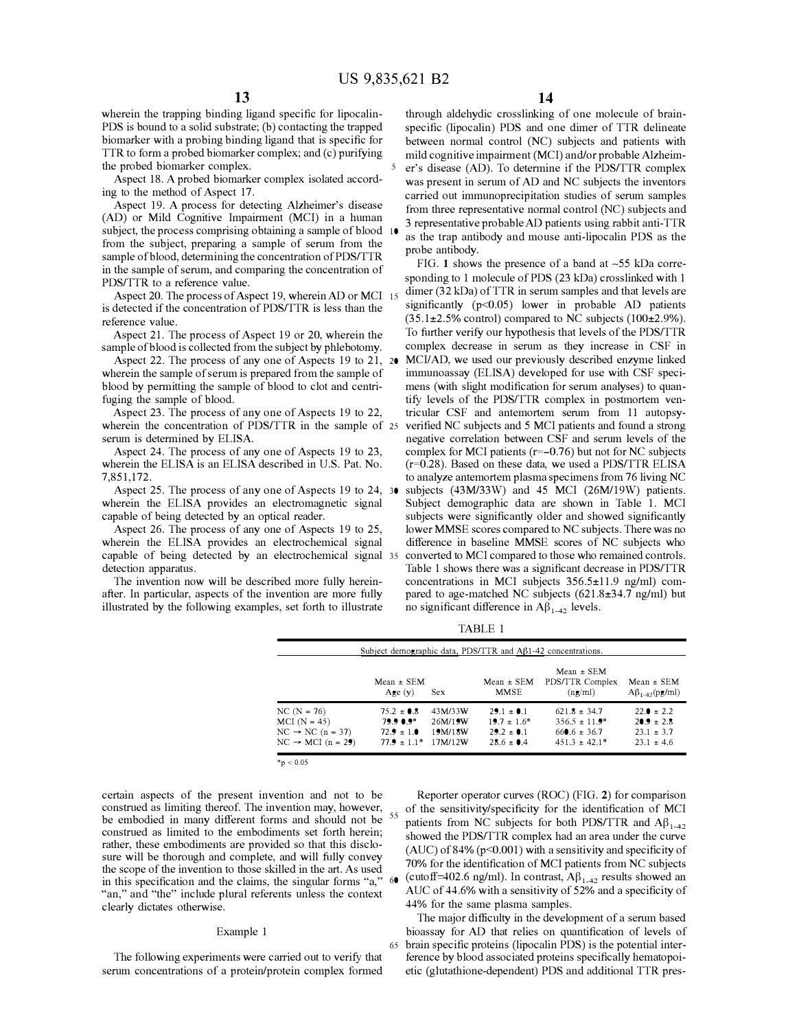wherein the trapping binding ligand specific for lipocalin-PDS is bound to a solid substrate; (b) contacting the trapped biomarker with a probing binding ligand that is specific for TTR to form a probed biomarker complex; and (c) purifying the probed biomarker complex.

Aspect 18. A probed biomarker complex isolated according to the method of Aspect 17.

Aspect 19. A process for detecting Alzheimer's disease (AD) or Mild Cognitive Impairment (MCI) in a human subject, the process comprising obtaining a sample of blood from the subject, preparing a sample of serum from the sample of blood, determining the concentration of PDS/TTR in the sample of serum, and comparing the concentration of PDS/TTR to a reference value.

Aspect 20. The process of Aspect 19, wherein AD or MCI is detected if the concentration of PDS/TTR is less than the reference value.

Aspect 21. The process of Aspect 19 or 20, wherein the sample of blood is collected from the subject by phlebotomy.

Aspect 22. The process of any one of Aspects 19 to 21, wherein the sample of serum is prepared from the sample of blood by permitting the sample of blood to clot and centrifuging the sample of blood.

Aspect 23. The process of any one of Aspects 19 to 22, wherein the concentration of PDS/TTR in the sample of serum is determined by ELISA.

Aspect 24. The process of any one of Aspects 19 to 23, wherein the ELISA is an ELISA described in U.S. Pat. No. 7,851,172.

Aspect 25. The process of any one of Aspects 19 to 24, wherein the ELISA provides an electromagnetic signal capable of being detected by an optical reader.

Aspect 26. The process of any one of Aspects 19 to 25, wherein the ELISA provides an electrochemical signal capable of being detected by an electrochemical signal detection apparatus.

The invention now will be described more fully hereinafter. In particular, aspects of the invention are more fully illustrated by the following examples, set forth to illustrate certain aspects of the present invention and not to be construed as limiting thereof. The invention may, however, be embodied in many different forms and should not be construed as limited to the embodiments set forth herein; rather, these embodiments are provided so that this disclosure will be thorough and complete, and will fully convey the scope of the invention to those skilled in the art. As used in this specification and the claims, the singular forms "a," "an," and "the" include plural referents unless the context clearly dictates otherwise.

## Example 1

The following experiments were carried out to verify that serum concentrations of a protein/protein complex formed through aldehydic crosslinking of one molecule of brain-specific (lipocalin) PDS and one dimer of TTR delineate between normal control (NC) subjects and patients with mild cognitive impairment (MCI) and/or probable Alzheimer's disease (AD). To determine if the PDS/TTR complex was present in serum of AD and NC subjects the inventors carried out immunoprecipitation studies of serum samples from three representative normal control (NC) subjects and 3 representative probable AD patients using rabbit anti-TTR as the trap antibody and mouse anti-lipocalin PDS as the probe antibody.

FIG. 1 shows the presence of a band at ~55 kDa corresponding to 1 molecule of PDS (23 kDa) crosslinked with 1 dimer (32 kDa) of TTR in serum samples and that levels are significantly ($p<0.05$) lower in probable AD patients (35.1±2.5% control) compared to NC subjects (100±2.9%). To further verify our hypothesis that levels of the PDS/TTR complex decrease in serum as they increase in CSF in MCI/AD, we used our previously described enzyme linked immunoassay (ELISA) developed for use with CSF specimens (with slight modification for serum analyses) to quantify levels of the PDS/TTR complex in postmortem ventricular CSF and antemortem serum from 11 autopsy-verified NC subjects and 5 MCI patients and found a strong negative correlation between CSF and serum levels of the complex for MCI patients ($r=-0.76$) but not for NC subjects ($r=0.28$). Based on these data, we used a PDS/TTR ELISA to analyze antemortem plasma specimens from 76 living NC subjects (43M/33W) and 45 MCI (26M/19W) patients. Subject demographic data are shown in Table 1. MCI subjects were significantly older and showed significantly lower MMSE scores compared to NC subjects. There was no difference in baseline MMSE scores of NC subjects who converted to MCI compared to those who remained controls. Table 1 shows there was a significant decrease in PDS/TTR concentrations in MCI subjects 356.5±11.9 ng/ml) compared to age-matched NC subjects (621.8±34.7 ng/ml) but no significant difference in $A\beta_{1-42}$ levels.

TABLE 1

Subject demographic data, PDS/TTR and Aβ1-42 concentrations.

| | Mean ± SEM Age (y) | Sex | Mean ± SEM MMSE | Mean ± SEM PDS/TTR Complex (ng/ml) | Mean ± SEM $A\beta_{1-42}$(pg/ml) |
|---|---|---|---|---|---|
| NC (N = 76) | 75.2 ± 0.8 | 43M/33W | 29.1 ± 0.1 | 621.8 ± 34.7 | 22.0 ± 2.2 |
| MCI (N = 45) | 79.9 0.9* | 26M/19W | 19.7 ± 1.6* | 356.5 ± 11.9* | 20.9 ± 2.8 |
| NC → NC (n = 37) | 72.9 ± 1.0 | 19M/18W | 29.2 ± 0.1 | 660.6 ± 36.7 | 23.1 ± 3.7 |
| NC → MCI (n = 29) | 77.9 ± 1.1* | 17M/12W | 28.6 ± 0.4 | 451.3 ± 42.1* | 23.1 ± 4.6 |

*$p < 0.05$

Reporter operator curves (ROC) (FIG. 2) for comparison of the sensitivity/specificity for the identification of MCI patients from NC subjects for both PDS/TTR and $A\beta_{1-42}$ showed the PDS/TTR complex had an area under the curve (AUC) of 84% ($p<0.001$) with a sensitivity and specificity of 70% for the identification of MCI patients from NC subjects (cutoff=402.6 ng/ml). In contrast, $A\beta_{1-42}$ results showed an AUC of 44.6% with a sensitivity of 52% and a specificity of 44% for the same plasma samples.

The major difficulty in the development of a serum based bioassay for AD that relies on quantification of levels of brain specific proteins (lipocalin PDS) is the potential interference by blood associated proteins specifically hematopoietic (glutathione-dependent) PDS and additional TTR pres-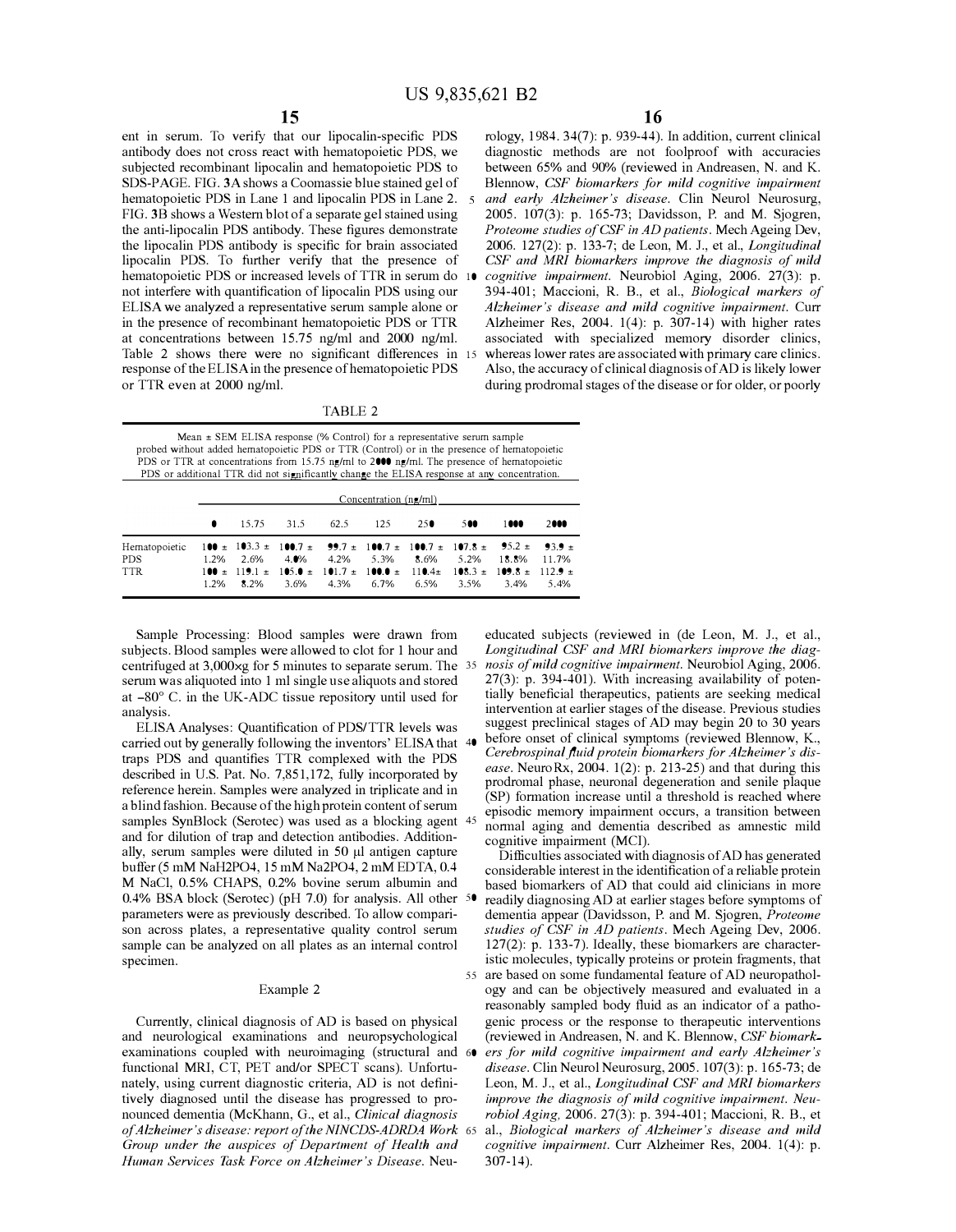ent in serum. To verify that our lipocalin-specific PDS antibody does not cross react with hematopoietic PDS, we subjected recombinant lipocalin and hematopoietic PDS to SDS-PAGE. FIG. 3A shows a Coomassie blue stained gel of hematopoietic PDS in Lane 1 and lipocalin PDS in Lane 2. FIG. 3B shows a Western blot of a separate gel stained using the anti-lipocalin PDS antibody. These figures demonstrate the lipocalin PDS antibody is specific for brain associated lipocalin PDS. To further verify that the presence of hematopoietic PDS or increased levels of TTR in serum do not interfere with quantification of lipocalin PDS using our ELISA we analyzed a representative serum sample alone or in the presence of recombinant hematopoietic PDS or TTR at concentrations between 15.75 ng/ml and 2000 ng/ml. Table 2 shows there were no significant differences in response of the ELISA in the presence of hematopoietic PDS or TTR even at 2000 ng/ml.

TABLE 2

Mean ± SEM ELISA response (% Control) for a representative serum sample probed without added hematopoietic PDS or TTR (Control) or in the presence of hematopoietic PDS or TTR at concentrations from 15.75 ng/ml to 2000 ng/ml. The presence of hematopoietic PDS or additional TTR did not significantly change the ELISA response at any concentration.

| | Concentration (ng/ml) | | | | | | | | |
|---|---|---|---|---|---|---|---|---|---|
| | 0 | 15.75 | 31.5 | 62.5 | 125 | 250 | 500 | 1000 | 2000 |
| Hematopoietic PDS | 100 ± 1.2% | 103.3 ± 2.6% | 100.7 ± 4.0% | 99.7 ± 4.2% | 100.7 ± 5.3% | 100.7 ± 8.6% | 107.8 ± 5.2% | 95.2 ± 18.8% | 93.9 ± 11.7% |
| TTR | 100 ± 1.2% | 119.1 ± 8.2% | 105.0 ± 3.6% | 101.7 ± 4.3% | 100.0 ± 6.7% | 110.4± 6.5% | 108.3 ± 3.5% | 109.8 ± 3.4% | 112.9 ± 5.4% |

Sample Processing: Blood samples were drawn from subjects. Blood samples were allowed to clot for 1 hour and centrifuged at 3,000×g for 5 minutes to separate serum. The serum was aliquoted into 1 ml single use aliquots and stored at −80° C. in the UK-ADC tissue repository until used for analysis.

ELISA Analyses: Quantification of PDS/TTR levels was carried out by generally following the inventors' ELISA that traps PDS and quantifies TTR complexed with the PDS described in U.S. Pat. No. 7,851,172, fully incorporated by reference herein. Samples were analyzed in triplicate and in a blind fashion. Because of the high protein content of serum samples SynBlock (Serotec) was used as a blocking agent and for dilution of trap and detection antibodies. Additionally, serum samples were diluted in 50 μl antigen capture buffer (5 mM $NaH_2PO_4$, 15 mM $Na_2PO_4$, 2 mM EDTA, 0.4 M NaCl, 0.5% CHAPS, 0.2% bovine serum albumin and 0.4% BSA block (Serotec) (pH 7.0) for analysis. All other parameters were as previously described. To allow comparison across plates, a representative quality control serum sample can be analyzed on all plates as an internal control specimen.

## Example 2

Currently, clinical diagnosis of AD is based on physical and neurological examinations and neuropsychological examinations coupled with neuroimaging (structural and functional MRI, CT, PET and/or SPECT scans). Unfortunately, using current diagnostic criteria, AD is not definitively diagnosed until the disease has progressed to pronounced dementia (McKhann, G., et al., *Clinical diagnosis of Alzheimer's disease: report of the NINCDS-ADRDA Work Group under the auspices of Department of Health and Human Services Task Force on Alzheimer's Disease*. Neurology, 1984. 34(7): p. 939-44). In addition, current clinical diagnostic methods are not foolproof with accuracies between 65% and 90% (reviewed in Andreasen, N. and K. Blennow, *CSF biomarkers for mild cognitive impairment and early Alzheimer's disease*. Clin Neurol Neurosurg, 2005. 107(3): p. 165-73; Davidsson, P. and M. Sjogren, *Proteome studies of CSF in AD patients*. Mech Ageing Dev, 2006. 127(2): p. 133-7; de Leon, M. J., et al., *Longitudinal CSF and MRI biomarkers improve the diagnosis of mild cognitive impairment*. Neurobiol Aging, 2006. 27(3): p. 394-401; Maccioni, R. B., et al., *Biological markers of Alzheimer's disease and mild cognitive impairment*. Curr Alzheimer Res, 2004. 1(4): p. 307-14) with higher rates associated with specialized memory disorder clinics, whereas lower rates are associated with primary care clinics. Also, the accuracy of clinical diagnosis of AD is likely lower during prodromal stages of the disease or for older, or poorly educated subjects (reviewed in (de Leon, M. J., et al., *Longitudinal CSF and MRI biomarkers improve the diagnosis of mild cognitive impairment*. Neurobiol Aging, 2006. 27(3): p. 394-401). With increasing availability of potentially beneficial therapeutics, patients are seeking medical intervention at earlier stages of the disease. Previous studies suggest preclinical stages of AD may begin 20 to 30 years before onset of clinical symptoms (reviewed Blennow, K., *Cerebrospinal fluid protein biomarkers for Alzheimer's disease*. NeuroRx, 2004. 1(2): p. 213-25) and that during this prodromal phase, neuronal degeneration and senile plaque (SP) formation increase until a threshold is reached where episodic memory impairment occurs, a transition between normal aging and dementia described as amnestic mild cognitive impairment (MCI).

Difficulties associated with diagnosis of AD has generated considerable interest in the identification of a reliable protein based biomarkers of AD that could aid clinicians in more readily diagnosing AD at earlier stages before symptoms of dementia appear (Davidsson, P. and M. Sjogren, *Proteome studies of CSF in AD patients*. Mech Ageing Dev, 2006. 127(2): p. 133-7). Ideally, these biomarkers are characteristic molecules, typically proteins or protein fragments, that are based on some fundamental feature of AD neuropathology and can be objectively measured and evaluated in a reasonably sampled body fluid as an indicator of a pathogenic process or the response to therapeutic interventions (reviewed in Andreasen, N. and K. Blennow, *CSF biomarkers for mild cognitive impairment and early Alzheimer's disease*. Clin Neurol Neurosurg, 2005. 107(3): p. 165-73; de Leon, M. J., et al., *Longitudinal CSF and MRI biomarkers improve the diagnosis of mild cognitive impairment*. Neurobiol Aging, 2006. 27(3): p. 394-401; Maccioni, R. B., et al., *Biological markers of Alzheimer's disease and mild cognitive impairment*. Curr Alzheimer Res, 2004. 1(4): p. 307-14).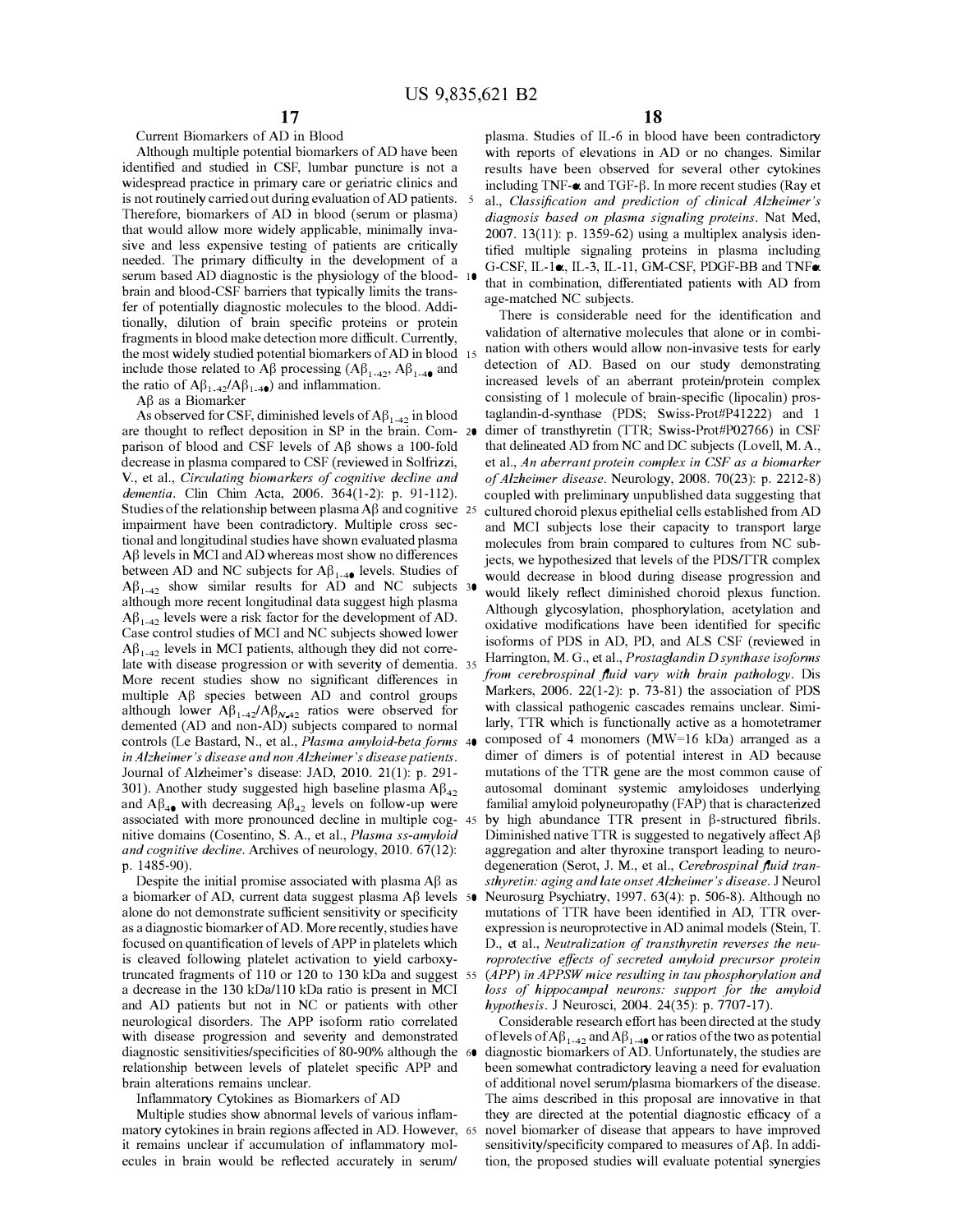Current Biomarkers of AD in Blood

Although multiple potential biomarkers of AD have been identified and studied in CSF, lumbar puncture is not a widespread practice in primary care or geriatric clinics and is not routinely carried out during evaluation of AD patients. Therefore, biomarkers of AD in blood (serum or plasma) that would allow more widely applicable, minimally invasive and less expensive testing of patients are critically needed. The primary difficulty in the development of a serum based AD diagnostic is the physiology of the blood-brain and blood-CSF barriers that typically limits the transfer of potentially diagnostic molecules to the blood. Additionally, dilution of brain specific proteins or protein fragments in blood make detection more difficult. Currently, the most widely studied potential biomarkers of AD in blood include those related to Aβ processing ($Aβ_{1-42}$, $Aβ_{1-40}$ and the ratio of $Aβ_{1-42}/Aβ_{1-40}$) and inflammation.

Aβ as a Biomarker

As observed for CSF, diminished levels of $Aβ_{1-42}$ in blood are thought to reflect deposition in SP in the brain. Comparison of blood and CSF levels of Aβ shows a 100-fold decrease in plasma compared to CSF (reviewed in Solfrizzi, V., et al., *Circulating biomarkers of cognitive decline and dementia*. Clin Chim Acta, 2006. 364(1-2): p. 91-112). Studies of the relationship between plasma Aβ and cognitive impairment have been contradictory. Multiple cross sectional and longitudinal studies have shown evaluated plasma Aβ levels in MCI and AD whereas most show no differences between AD and NC subjects for $Aβ_{1-40}$ levels. Studies of $Aβ_{1-42}$ show similar results for AD and NC subjects although more recent longitudinal data suggest high plasma $Aβ_{1-42}$ levels were a risk factor for the development of AD. Case control studies of MCI and NC subjects showed lower $Aβ_{1-42}$ levels in MCI patients, although they did not correlate with disease progression or with severity of dementia. More recent studies show no significant differences in multiple Aβ species between AD and control groups although lower $Aβ_{1-42}/Aβ_{N-42}$ ratios were observed for demented (AD and non-AD) subjects compared to normal controls (Le Bastard, N., et al., *Plasma amyloid-beta forms in Alzheimer's disease and non Alzheimer's disease patients*. Journal of Alzheimer's disease: JAD, 2010. 21(1): p. 291-301). Another study suggested high baseline plasma $Aβ_{42}$ and $Aβ_{40}$ with decreasing $Aβ_{42}$ levels on follow-up were associated with more pronounced decline in multiple cognitive domains (Cosentino, S. A., et al., *Plasma ss-amyloid and cognitive decline*. Archives of neurology, 2010. 67(12): p. 1485-90).

Despite the initial promise associated with plasma Aβ as a biomarker of AD, current data suggest plasma Aβ levels alone do not demonstrate sufficient sensitivity or specificity as a diagnostic biomarker of AD. More recently, studies have focused on quantification of levels of APP in platelets which is cleaved following platelet activation to yield carboxy-truncated fragments of 110 or 120 to 130 kDa and suggest a decrease in the 130 kDa/110 kDa ratio is present in MCI and AD patients but not in NC or patients with other neurological disorders. The APP isoform ratio correlated with disease progression and severity and demonstrated diagnostic sensitivities/specificities of 80-90% although the relationship between levels of platelet specific APP and brain alterations remains unclear.

Inflammatory Cytokines as Biomarkers of AD

Multiple studies show abnormal levels of various inflammatory cytokines in brain regions affected in AD. However, it remains unclear if accumulation of inflammatory molecules in brain would be reflected accurately in serum/plasma. Studies of IL-6 in blood have been contradictory with reports of elevations in AD or no changes. Similar results have been observed for several other cytokines including TNF-α and TGF-β. In more recent studies (Ray et al., *Classification and prediction of clinical Alzheimer's diagnosis based on plasma signaling proteins*. Nat Med, 2007. 13(11): p. 1359-62) using a multiplex analysis identified multiple signaling proteins in plasma including G-CSF, IL-1α, IL-3, IL-11, GM-CSF, PDGF-BB and TNFα that in combination, differentiated patients with AD from age-matched NC subjects.

There is considerable need for the identification and validation of alternative molecules that alone or in combination with others would allow non-invasive tests for early detection of AD. Based on our study demonstrating increased levels of an aberrant protein/protein complex consisting of 1 molecule of brain-specific (lipocalin) prostaglandin-d-synthase (PDS; Swiss-Prot#P41222) and 1 dimer of transthyretin (TTR; Swiss-Prot#P02766) in CSF that delineated AD from NC and DC subjects (Lovell, M. A., et al., *An aberrant protein complex in CSF as a biomarker of Alzheimer disease*. Neurology, 2008. 70(23): p. 2212-8) coupled with preliminary unpublished data suggesting that cultured choroid plexus epithelial cells established from AD and MCI subjects lose their capacity to transport large molecules from brain compared to cultures from NC subjects, we hypothesized that levels of the PDS/TTR complex would decrease in blood during disease progression and would likely reflect diminished choroid plexus function. Although glycosylation, phosphorylation, acetylation and oxidative modifications have been identified for specific isoforms of PDS in AD, PD, and ALS CSF (reviewed in Harrington, M. G., et al., *Prostaglandin D synthase isoforms from cerebrospinal fluid vary with brain pathology*. Dis Markers, 2006. 22(1-2): p. 73-81) the association of PDS with classical pathogenic cascades remains unclear. Similarly, TTR which is functionally active as a homotetramer composed of 4 monomers (MW=16 kDa) arranged as a dimer of dimers is of potential interest in AD because mutations of the TTR gene are the most common cause of autosomal dominant systemic amyloidoses underlying familial amyloid polyneuropathy (FAP) that is characterized by high abundance TTR present in β-structured fibrils. Diminished native TTR is suggested to negatively affect Aβ aggregation and alter thyroxine transport leading to neurodegeneration (Serot, J. M., et al., *Cerebrospinal fluid transthyretin: aging and late onset Alzheimer's disease*. J Neurol Neurosurg Psychiatry, 1997. 63(4): p. 506-8). Although no mutations of TTR have been identified in AD, TTR overexpression is neuroprotective in AD animal models (Stein, T. D., et al., *Neutralization of transthyretin reverses the neuroprotective effects of secreted amyloid precursor protein (APP) in APPSW mice resulting in tau phosphorylation and loss of hippocampal neurons: support for the amyloid hypothesis*. J Neurosci, 2004. 24(35): p. 7707-17).

Considerable research effort has been directed at the study of levels of $Aβ_{1-42}$ and $Aβ_{1-40}$ or ratios of the two as potential diagnostic biomarkers of AD. Unfortunately, the studies are been somewhat contradictory leaving a need for evaluation of additional novel serum/plasma biomarkers of the disease. The aims described in this proposal are innovative in that they are directed at the potential diagnostic efficacy of a novel biomarker of disease that appears to have improved sensitivity/specificity compared to measures of Aβ. In addition, the proposed studies will evaluate potential synergies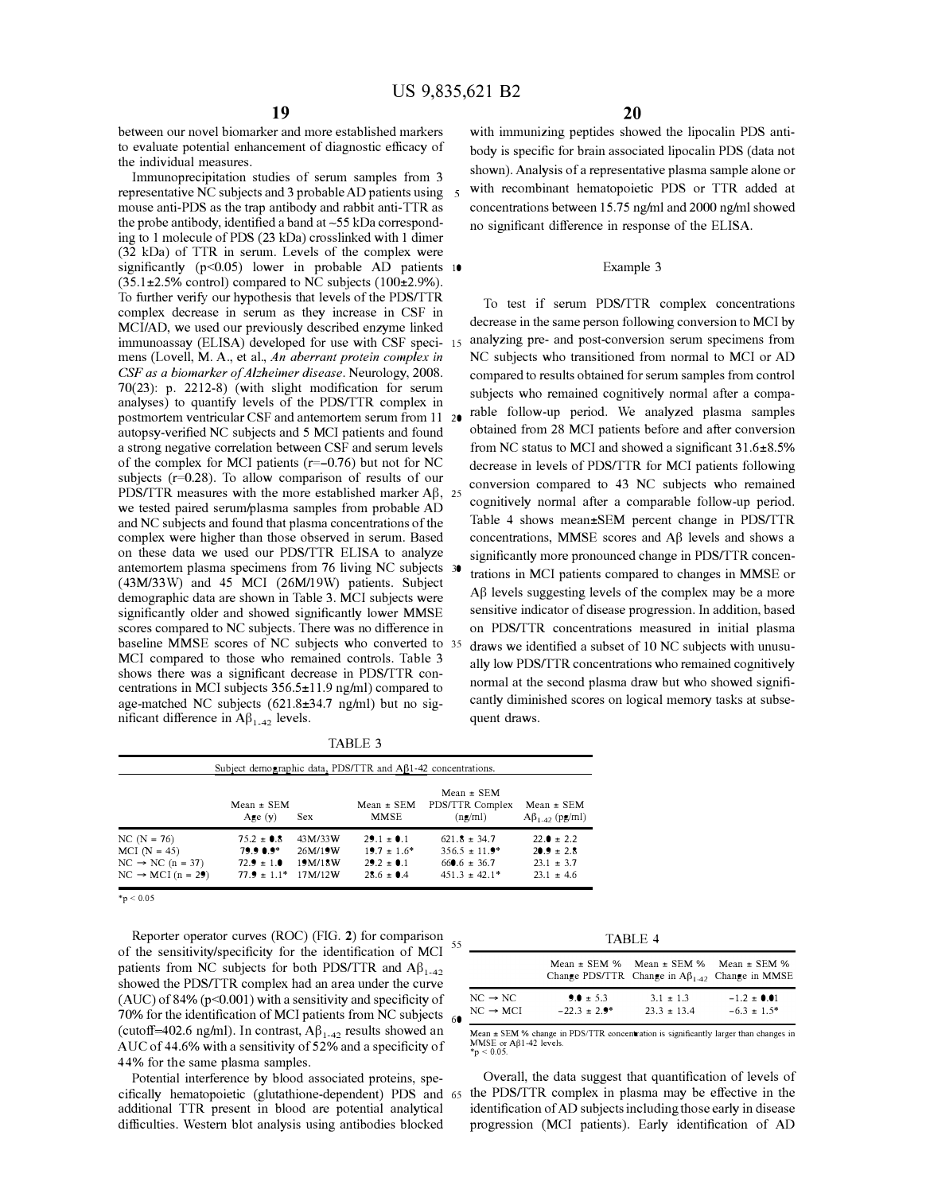between our novel biomarker and more established markers to evaluate potential enhancement of diagnostic efficacy of the individual measures.

Immunoprecipitation studies of serum samples from 3 representative NC subjects and 3 probable AD patients using mouse anti-PDS as the trap antibody and rabbit anti-TTR as the probe antibody, identified a band at ~55 kDa corresponding to 1 molecule of PDS (23 kDa) crosslinked with 1 dimer (32 kDa) of TTR in serum. Levels of the complex were significantly ($p<0.05$) lower in probable AD patients (35.1±2.5% control) compared to NC subjects (100±2.9%). To further verify our hypothesis that levels of the PDS/TTR complex decrease in serum as they increase in CSF in MCI/AD, we used our previously described enzyme linked immunoassay (ELISA) developed for use with CSF specimens (Lovell, M. A., et al., *An aberrant protein complex in CSF as a biomarker of Alzheimer disease*. Neurology, 2008. 70(23): p. 2212-8) (with slight modification for serum analyses) to quantify levels of the PDS/TTR complex in postmortem ventricular CSF and antemortem serum from 11 autopsy-verified NC subjects and 5 MCI patients and found a strong negative correlation between CSF and serum levels of the complex for MCI patients ($r=-0.76$) but not for NC subjects ($r=0.28$). To allow comparison of results of our PDS/TTR measures with the more established marker Aβ, we tested paired serum/plasma samples from probable AD and NC subjects and found that plasma concentrations of the complex were higher than those observed in serum. Based on these data we used our PDS/TTR ELISA to analyze antemortem plasma specimens from 76 living NC subjects (43M/33W) and 45 MCI (26M/19W) patients. Subject demographic data are shown in Table 3. MCI subjects were significantly older and showed significantly lower MMSE scores compared to NC subjects. There was no difference in baseline MMSE scores of NC subjects who converted to MCI compared to those who remained controls. Table 3 shows there was a significant decrease in PDS/TTR concentrations in MCI subjects 356.5±11.9 ng/ml) compared to age-matched NC subjects (621.8±34.7 ng/ml) but no significant difference in $A\beta_{1-42}$ levels.

TABLE 3

Subject demographic data, PDS/TTR and Aβ1-42 concentrations.

| | Mean ± SEM Age (y) | Sex | Mean ± SEM MMSE | Mean ± SEM PDS/TTR Complex (ng/ml) | Mean ± SEM $A\beta_{1-42}$ (pg/ml) |
|---|---|---|---|---|---|
| NC (N = 76) | 75.2 ± 0.8 | 43M/33W | 29.1 ± 0.1 | 621.8 ± 34.7 | 22.0 ± 2.2 |
| MCI (N = 45) | 79.9 0.9* | 26M/19W | 19.7 ± 1.6* | 356.5 ± 11.9* | 20.9 ± 2.8 |
| NC → NC (n = 37) | 72.9 ± 1.0 | 19M/18W | 29.2 ± 0.1 | 660.6 ± 36.7 | 23.1 ± 3.7 |
| NC → MCI (n = 29) | 77.9 ± 1.1* | 17M/12W | 28.6 ± 0.4 | 451.3 ± 42.1* | 23.1 ± 4.6 |

*p < 0.05

Reporter operator curves (ROC) (FIG. 2) for comparison of the sensitivity/specificity for the identification of MCI patients from NC subjects for both PDS/TTR and $A\beta_{1-42}$ showed the PDS/TTR complex had an area under the curve (AUC) of 84% ($p<0.001$) with a sensitivity and specificity of 70% for the identification of MCI patients from NC subjects (cutoff=402.6 ng/ml). In contrast, $A\beta_{1-42}$ results showed an AUC of 44.6% with a sensitivity of 52% and a specificity of 44% for the same plasma samples.

Potential interference by blood associated proteins, specifically hematopoietic (glutathione-dependent) PDS and additional TTR present in blood are potential analytical difficulties. Western blot analysis using antibodies blocked with immunizing peptides showed the lipocalin PDS antibody is specific for brain associated lipocalin PDS (data not shown). Analysis of a representative plasma sample alone or with recombinant hematopoietic PDS or TTR added at concentrations between 15.75 ng/ml and 2000 ng/ml showed no significant difference in response of the ELISA.

## Example 3

To test if serum PDS/TTR complex concentrations decrease in the same person following conversion to MCI by analyzing pre- and post-conversion serum specimens from NC subjects who transitioned from normal to MCI or AD compared to results obtained for serum samples from control subjects who remained cognitively normal after a comparable follow-up period. We analyzed plasma samples obtained from 28 MCI patients before and after conversion from NC status to MCI and showed a significant 31.6±8.5% decrease in levels of PDS/TTR for MCI patients following conversion compared to 43 NC subjects who remained cognitively normal after a comparable follow-up period. Table 4 shows mean±SEM percent change in PDS/TTR concentrations, MMSE scores and Aβ levels and shows a significantly more pronounced change in PDS/TTR concentrations in MCI patients compared to changes in MMSE or Aβ levels suggesting levels of the complex may be a more sensitive indicator of disease progression. In addition, based on PDS/TTR concentrations measured in initial plasma draws we identified a subset of 10 NC subjects with unusually low PDS/TTR concentrations who remained cognitively normal at the second plasma draw but who showed significantly diminished scores on logical memory tasks at subsequent draws.

TABLE 4

| | Mean ± SEM % Change PDS/TTR | Mean ± SEM % Change in $A\beta_{1-42}$ | Mean ± SEM % Change in MMSE |
|---|---|---|---|
| NC → NC | 9.0 ± 5.3 | 3.1 ± 1.3 | −1.2 ± 0.01 |
| NC → MCI | −22.3 ± 2.9* | 23.3 ± 13.4 | −6.3 ± 1.5* |

Mean ± SEM % change in PDS/TTR concentration is significantly larger than changes in MMSE or Aβ1-42 levels.
*p < 0.05.

Overall, the data suggest that quantification of levels of the PDS/TTR complex in plasma may be effective in the identification of AD subjects including those early in disease progression (MCI patients). Early identification of AD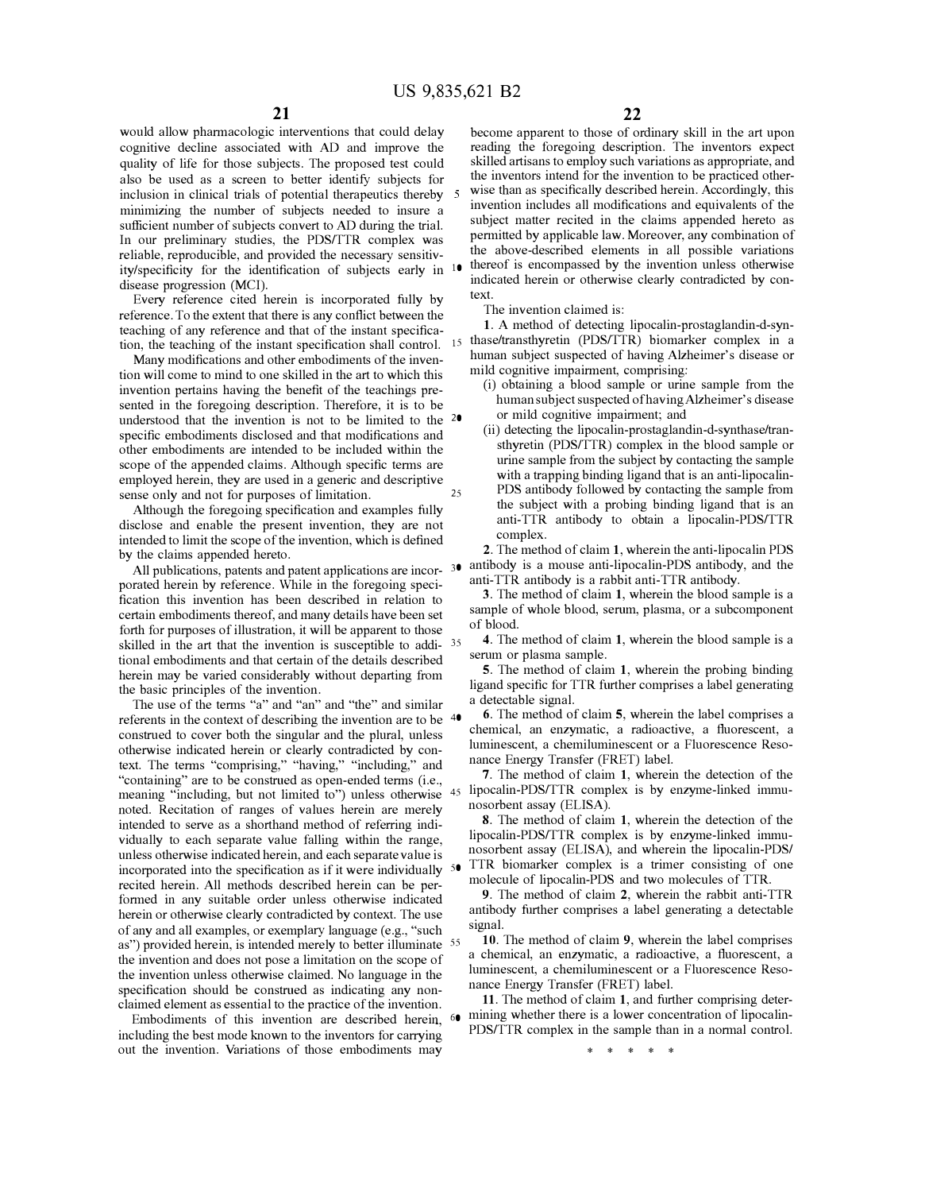would allow pharmacologic interventions that could delay cognitive decline associated with AD and improve the quality of life for those subjects. The proposed test could also be used as a screen to better identify subjects for inclusion in clinical trials of potential therapeutics thereby minimizing the number of subjects needed to insure a sufficient number of subjects convert to AD during the trial. In our preliminary studies, the PDS/TTR complex was reliable, reproducible, and provided the necessary sensitivity/specificity for the identification of subjects early in disease progression (MCI).

Every reference cited herein is incorporated fully by reference. To the extent that there is any conflict between the teaching of any reference and that of the instant specification, the teaching of the instant specification shall control.

Many modifications and other embodiments of the invention will come to mind to one skilled in the art to which this invention pertains having the benefit of the teachings presented in the foregoing description. Therefore, it is to be understood that the invention is not to be limited to the specific embodiments disclosed and that modifications and other embodiments are intended to be included within the scope of the appended claims. Although specific terms are employed herein, they are used in a generic and descriptive sense only and not for purposes of limitation.

Although the foregoing specification and examples fully disclose and enable the present invention, they are not intended to limit the scope of the invention, which is defined by the claims appended hereto.

All publications, patents and patent applications are incorporated herein by reference. While in the foregoing specification this invention has been described in relation to certain embodiments thereof, and many details have been set forth for purposes of illustration, it will be apparent to those skilled in the art that the invention is susceptible to additional embodiments and that certain of the details described herein may be varied considerably without departing from the basic principles of the invention.

The use of the terms "a" and "an" and "the" and similar referents in the context of describing the invention are to be construed to cover both the singular and the plural, unless otherwise indicated herein or clearly contradicted by context. The terms "comprising," "having," "including," and "containing" are to be construed as open-ended terms (i.e., meaning "including, but not limited to") unless otherwise noted. Recitation of ranges of values herein are merely intended to serve as a shorthand method of referring individually to each separate value falling within the range, unless otherwise indicated herein, and each separate value is incorporated into the specification as if it were individually recited herein. All methods described herein can be performed in any suitable order unless otherwise indicated herein or otherwise clearly contradicted by context. The use of any and all examples, or exemplary language (e.g., "such as") provided herein, is intended merely to better illuminate the invention and does not pose a limitation on the scope of the invention unless otherwise claimed. No language in the specification should be construed as indicating any non-claimed element as essential to the practice of the invention.

Embodiments of this invention are described herein, including the best mode known to the inventors for carrying out the invention. Variations of those embodiments may become apparent to those of ordinary skill in the art upon reading the foregoing description. The inventors expect skilled artisans to employ such variations as appropriate, and the inventors intend for the invention to be practiced otherwise than as specifically described herein. Accordingly, this invention includes all modifications and equivalents of the subject matter recited in the claims appended hereto as permitted by applicable law. Moreover, any combination of the above-described elements in all possible variations thereof is encompassed by the invention unless otherwise indicated herein or otherwise clearly contradicted by context.

The invention claimed is:

1. A method of detecting lipocalin-prostaglandin-d-synthase/transthyretin (PDS/TTR) biomarker complex in a human subject suspected of having Alzheimer's disease or mild cognitive impairment, comprising:
   (i) obtaining a blood sample or urine sample from the human subject suspected of having Alzheimer's disease or mild cognitive impairment; and
   (ii) detecting the lipocalin-prostaglandin-d-synthase/transthyretin (PDS/TTR) complex in the blood sample or urine sample from the subject by contacting the sample with a trapping binding ligand that is an anti-lipocalin-PDS antibody followed by contacting the sample from the subject with a probing binding ligand that is an anti-TTR antibody to obtain a lipocalin-PDS/TTR complex.

2. The method of claim 1, wherein the anti-lipocalin PDS antibody is a mouse anti-lipocalin-PDS antibody, and the anti-TTR antibody is a rabbit anti-TTR antibody.

3. The method of claim 1, wherein the blood sample is a sample of whole blood, serum, plasma, or a subcomponent of blood.

4. The method of claim 1, wherein the blood sample is a serum or plasma sample.

5. The method of claim 1, wherein the probing binding ligand specific for TTR further comprises a label generating a detectable signal.

6. The method of claim 5, wherein the label comprises a chemical, an enzymatic, a radioactive, a fluorescent, a luminescent, a chemiluminescent or a Fluorescence Resonance Energy Transfer (FRET) label.

7. The method of claim 1, wherein the detection of the lipocalin-PDS/TTR complex is by enzyme-linked immunosorbent assay (ELISA).

8. The method of claim 1, wherein the detection of the lipocalin-PDS/TTR complex is by enzyme-linked immunosorbent assay (ELISA), and wherein the lipocalin-PDS/TTR biomarker complex is a trimer consisting of one molecule of lipocalin-PDS and two molecules of TTR.

9. The method of claim 2, wherein the rabbit anti-TTR antibody further comprises a label generating a detectable signal.

10. The method of claim 9, wherein the label comprises a chemical, an enzymatic, a radioactive, a fluorescent, a luminescent, a chemiluminescent or a Fluorescence Resonance Energy Transfer (FRET) label.

11. The method of claim 1, and further comprising determining whether there is a lower concentration of lipocalin-PDS/TTR complex in the sample than in a normal control.

* * * * *